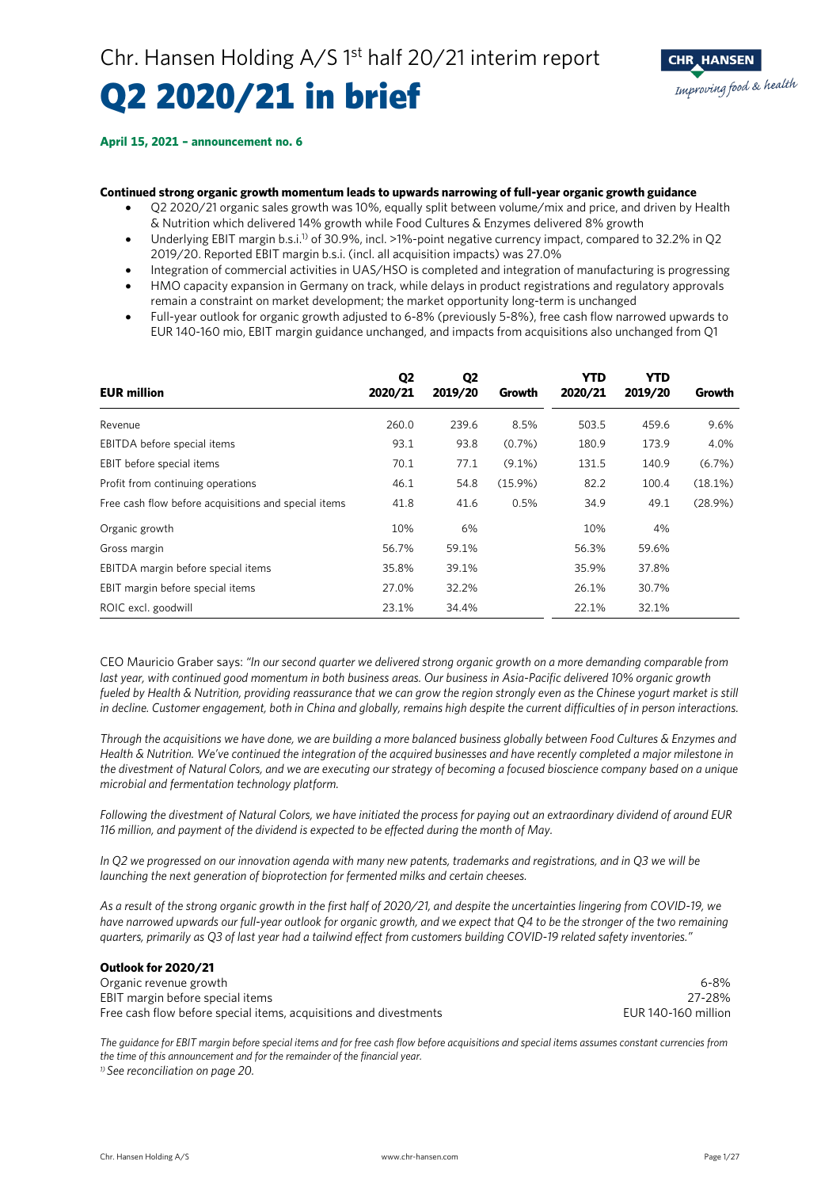Chr. Hansen Holding A/S 1st half 20/21 interim report

# Q2 2020/21 in brief

**April 15, 2021 – announcement no. 6**

**Continued strong organic growth momentum leads to upwards narrowing of full-year organic growth guidance**

- Q2 2020/21 organic sales growth was 10%, equally split between volume/mix and price, and driven by Health & Nutrition which delivered 14% growth while Food Cultures & Enzymes delivered 8% growth
- Underlying EBIT margin b.s.i.[1] of 30.9%, incl. >1%-point negative currency impact, compared to 32.2% in Q2 2019/20. Reported EBIT margin b.s.i. (incl. all acquisition impacts) was 27.0%
- Integration of commercial activities in UAS/HSO is completed and integration of manufacturing is progressing
- HMO capacity expansion in Germany on track, while delays in product registrations and regulatory approvals remain a constraint on market development; the market opportunity long-term is unchanged
- Full-year outlook for organic growth adjusted to 6-8% (previously 5-8%), free cash flow narrowed upwards to EUR 140-160 mio, EBIT margin guidance unchanged, and impacts from acquisitions also unchanged from Q1

| EUR million | Q2 2020/21 | Q2 2019/20 | Growth | YTD 2020/21 | YTD 2019/20 | Growth |
|---|---|---|---|---|---|---|
| Revenue | 260.0 | 239.6 | 8.5% | 503.5 | 459.6 | 9.6% |
| EBITDA before special items | 93.1 | 93.8 | (0.7%) | 180.9 | 173.9 | 4.0% |
| EBIT before special items | 70.1 | 77.1 | (9.1%) | 131.5 | 140.9 | (6.7%) |
| Profit from continuing operations | 46.1 | 54.8 | (15.9%) | 82.2 | 100.4 | (18.1%) |
| Free cash flow before acquisitions and special items | 41.8 | 41.6 | 0.5% | 34.9 | 49.1 | (28.9%) |
| Organic growth | 10% | 6% | | 10% | 4% | |
| Gross margin | 56.7% | 59.1% | | 56.3% | 59.6% | |
| EBITDA margin before special items | 35.8% | 39.1% | | 35.9% | 37.8% | |
| EBIT margin before special items | 27.0% | 32.2% | | 26.1% | 30.7% | |
| ROIC excl. goodwill | 23.1% | 34.4% | | 22.1% | 32.1% | |

CEO Mauricio Graber says: *"In our second quarter we delivered strong organic growth on a more demanding comparable from last year, with continued good momentum in both business areas. Our business in Asia-Pacific delivered 10% organic growth fueled by Health & Nutrition, providing reassurance that we can grow the region strongly even as the Chinese yogurt market is still in decline. Customer engagement, both in China and globally, remains high despite the current difficulties of in person interactions.*

*Through the acquisitions we have done, we are building a more balanced business globally between Food Cultures & Enzymes and Health & Nutrition. We've continued the integration of the acquired businesses and have recently completed a major milestone in the divestment of Natural Colors, and we are executing our strategy of becoming a focused bioscience company based on a unique microbial and fermentation technology platform.*

*Following the divestment of Natural Colors, we have initiated the process for paying out an extraordinary dividend of around EUR 116 million, and payment of the dividend is expected to be effected during the month of May.*

*In Q2 we progressed on our innovation agenda with many new patents, trademarks and registrations, and in Q3 we will be launching the next generation of bioprotection for fermented milks and certain cheeses.*

*As a result of the strong organic growth in the first half of 2020/21, and despite the uncertainties lingering from COVID-19, we have narrowed upwards our full-year outlook for organic growth, and we expect that Q4 to be the stronger of the two remaining quarters, primarily as Q3 of last year had a tailwind effect from customers building COVID-19 related safety inventories."*

**Outlook for 2020/21**

| | |
|---|---|
| Organic revenue growth | 6-8% |
| EBIT margin before special items | 27-28% |
| Free cash flow before special items, acquisitions and divestments | EUR 140-160 million |

*The guidance for EBIT margin before special items and for free cash flow before acquisitions and special items assumes constant currencies from the time of this announcement and for the remainder of the financial year.*

[1] *See reconciliation on page 20.*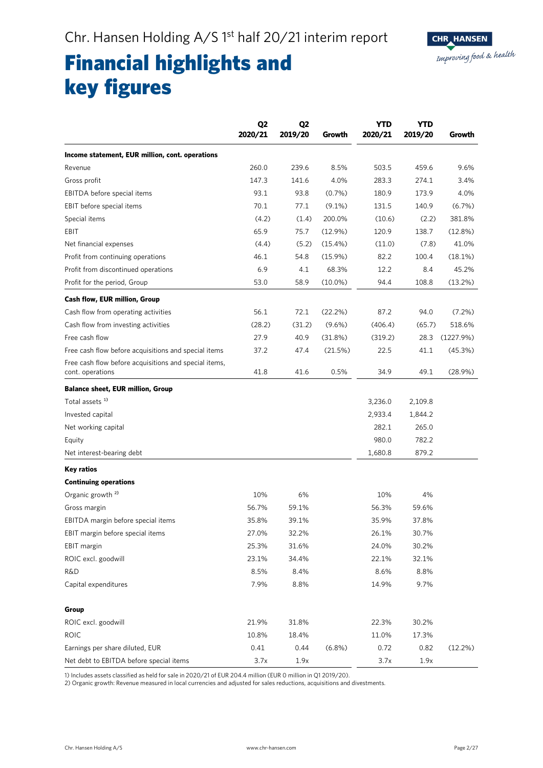# Financial highlights and key figures

| | Q2 2020/21 | Q2 2019/20 | Growth | YTD 2020/21 | YTD 2019/20 | Growth |
|---|---|---|---|---|---|---|
| **Income statement, EUR million, cont. operations** | | | | | | |
| Revenue | 260.0 | 239.6 | 8.5% | 503.5 | 459.6 | 9.6% |
| Gross profit | 147.3 | 141.6 | 4.0% | 283.3 | 274.1 | 3.4% |
| EBITDA before special items | 93.1 | 93.8 | (0.7%) | 180.9 | 173.9 | 4.0% |
| EBIT before special items | 70.1 | 77.1 | (9.1%) | 131.5 | 140.9 | (6.7%) |
| Special items | (4.2) | (1.4) | 200.0% | (10.6) | (2.2) | 381.8% |
| EBIT | 65.9 | 75.7 | (12.9%) | 120.9 | 138.7 | (12.8%) |
| Net financial expenses | (4.4) | (5.2) | (15.4%) | (11.0) | (7.8) | 41.0% |
| Profit from continuing operations | 46.1 | 54.8 | (15.9%) | 82.2 | 100.4 | (18.1%) |
| Profit from discontinued operations | 6.9 | 4.1 | 68.3% | 12.2 | 8.4 | 45.2% |
| Profit for the period, Group | 53.0 | 58.9 | (10.0%) | 94.4 | 108.8 | (13.2%) |
| **Cash flow, EUR million, Group** | | | | | | |
| Cash flow from operating activities | 56.1 | 72.1 | (22.2%) | 87.2 | 94.0 | (7.2%) |
| Cash flow from investing activities | (28.2) | (31.2) | (9.6%) | (406.4) | (65.7) | 518.6% |
| Free cash flow | 27.9 | 40.9 | (31.8%) | (319.2) | 28.3 | (1227.9%) |
| Free cash flow before acquisitions and special items | 37.2 | 47.4 | (21.5%) | 22.5 | 41.1 | (45.3%) |
| Free cash flow before acquisitions and special items, cont. operations | 41.8 | 41.6 | 0.5% | 34.9 | 49.1 | (28.9%) |
| **Balance sheet, EUR million, Group** | | | | | | |
| Total assets [1] | | | | 3,236.0 | 2,109.8 | |
| Invested capital | | | | 2,933.4 | 1,844.2 | |
| Net working capital | | | | 282.1 | 265.0 | |
| Equity | | | | 980.0 | 782.2 | |
| Net interest-bearing debt | | | | 1,680.8 | 879.2 | |
| **Key ratios** | | | | | | |
| **Continuing operations** | | | | | | |
| Organic growth [2] | 10% | 6% | | 10% | 4% | |
| Gross margin | 56.7% | 59.1% | | 56.3% | 59.6% | |
| EBITDA margin before special items | 35.8% | 39.1% | | 35.9% | 37.8% | |
| EBIT margin before special items | 27.0% | 32.2% | | 26.1% | 30.7% | |
| EBIT margin | 25.3% | 31.6% | | 24.0% | 30.2% | |
| ROIC excl. goodwill | 23.1% | 34.4% | | 22.1% | 32.1% | |
| R&D | 8.5% | 8.4% | | 8.6% | 8.8% | |
| Capital expenditures | 7.9% | 8.8% | | 14.9% | 9.7% | |
| **Group** | | | | | | |
| ROIC excl. goodwill | 21.9% | 31.8% | | 22.3% | 30.2% | |
| ROIC | 10.8% | 18.4% | | 11.0% | 17.3% | |
| Earnings per share diluted, EUR | 0.41 | 0.44 | (6.8%) | 0.72 | 0.82 | (12.2%) |
| Net debt to EBITDA before special items | 3.7x | 1.9x | | 3.7x | 1.9x | |

1) Includes assets classified as held for sale in 2020/21 of EUR 204.4 million (EUR 0 million in Q1 2019/20).
2) Organic growth: Revenue measured in local currencies and adjusted for sales reductions, acquisitions and divestments.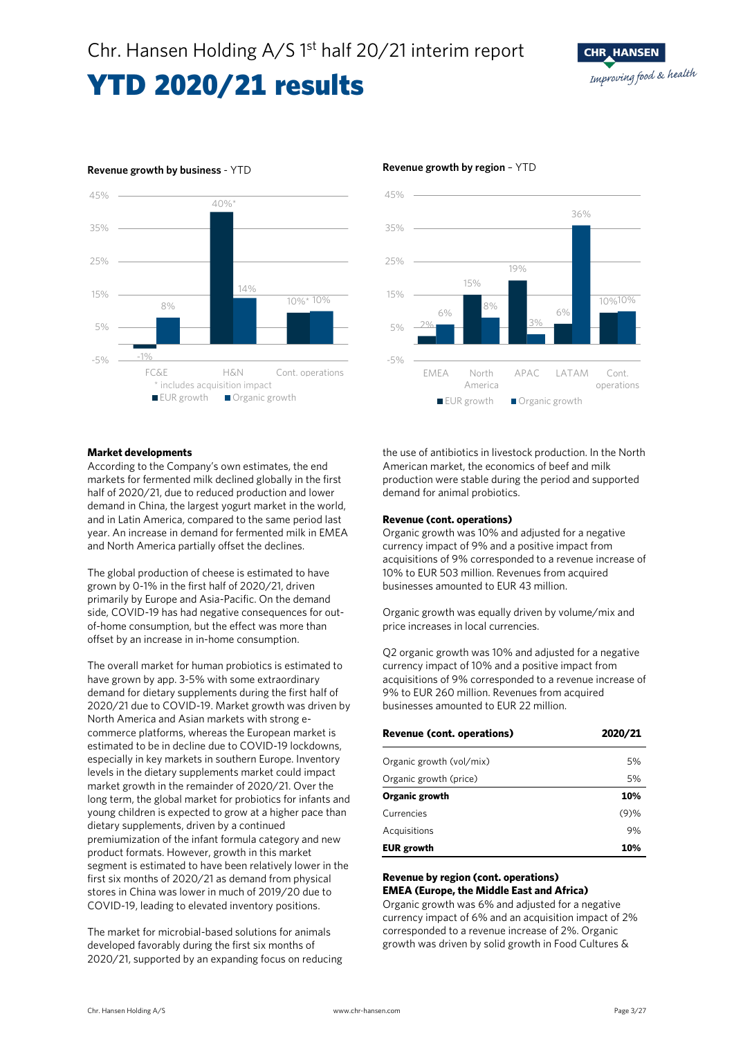# YTD 2020/21 results

**Revenue growth by business** - YTD

| | EUR growth | Organic growth |
|---|---|---|
| FC&E | -1% | 8% |
| H&N | 40%* | 14% |
| Cont. operations | 10%* | 10% |

\* includes acquisition impact

**Revenue growth by region** – YTD

| | EUR growth | Organic growth |
|---|---|---|
| EMEA | 2% | 6% |
| North America | 15% | 8% |
| APAC | 19% | 3% |
| LATAM | 6% | 36% |
| Cont. operations | 10% | 10% |

**Market developments**

According to the Company's own estimates, the end markets for fermented milk declined globally in the first half of 2020/21, due to reduced production and lower demand in China, the largest yogurt market in the world, and in Latin America, compared to the same period last year. An increase in demand for fermented milk in EMEA and North America partially offset the declines.

The global production of cheese is estimated to have grown by 0-1% in the first half of 2020/21, driven primarily by Europe and Asia-Pacific. On the demand side, COVID-19 has had negative consequences for out-of-home consumption, but the effect was more than offset by an increase in in-home consumption.

The overall market for human probiotics is estimated to have grown by app. 3-5% with some extraordinary demand for dietary supplements during the first half of 2020/21 due to COVID-19. Market growth was driven by North America and Asian markets with strong e-commerce platforms, whereas the European market is estimated to be in decline due to COVID-19 lockdowns, especially in key markets in southern Europe. Inventory levels in the dietary supplements market could impact market growth in the remainder of 2020/21. Over the long term, the global market for probiotics for infants and young children is expected to grow at a higher pace than dietary supplements, driven by a continued premiumization of the infant formula category and new product formats. However, growth in this market segment is estimated to have been relatively lower in the first six months of 2020/21 as demand from physical stores in China was lower in much of 2019/20 due to COVID-19, leading to elevated inventory positions.

The market for microbial-based solutions for animals developed favorably during the first six months of 2020/21, supported by an expanding focus on reducing the use of antibiotics in livestock production. In the North American market, the economics of beef and milk production were stable during the period and supported demand for animal probiotics.

**Revenue (cont. operations)**

Organic growth was 10% and adjusted for a negative currency impact of 9% and a positive impact from acquisitions of 9% corresponded to a revenue increase of 10% to EUR 503 million. Revenues from acquired businesses amounted to EUR 43 million.

Organic growth was equally driven by volume/mix and price increases in local currencies.

Q2 organic growth was 10% and adjusted for a negative currency impact of 10% and a positive impact from acquisitions of 9% corresponded to a revenue increase of 9% to EUR 260 million. Revenues from acquired businesses amounted to EUR 22 million.

| Revenue (cont. operations) | 2020/21 |
|---|---|
| Organic growth (vol/mix) | 5% |
| Organic growth (price) | 5% |
| **Organic growth** | **10%** |
| Currencies | (9)% |
| Acquisitions | 9% |
| **EUR growth** | **10%** |

**Revenue by region (cont. operations)**
**EMEA (Europe, the Middle East and Africa)**

Organic growth was 6% and adjusted for a negative currency impact of 6% and an acquisition impact of 2% corresponded to a revenue increase of 2%. Organic growth was driven by solid growth in Food Cultures &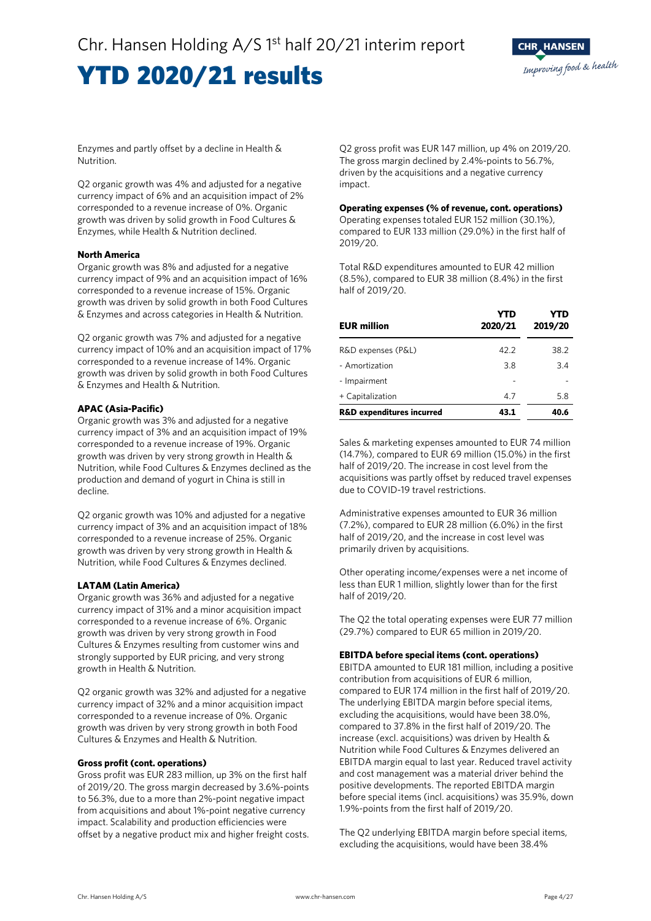# YTD 2020/21 results

Enzymes and partly offset by a decline in Health & Nutrition.

Q2 organic growth was 4% and adjusted for a negative currency impact of 6% and an acquisition impact of 2% corresponded to a revenue increase of 0%. Organic growth was driven by solid growth in Food Cultures & Enzymes, while Health & Nutrition declined.

**North America**

Organic growth was 8% and adjusted for a negative currency impact of 9% and an acquisition impact of 16% corresponded to a revenue increase of 15%. Organic growth was driven by solid growth in both Food Cultures & Enzymes and across categories in Health & Nutrition.

Q2 organic growth was 7% and adjusted for a negative currency impact of 10% and an acquisition impact of 17% corresponded to a revenue increase of 14%. Organic growth was driven by solid growth in both Food Cultures & Enzymes and Health & Nutrition.

**APAC (Asia-Pacific)**

Organic growth was 3% and adjusted for a negative currency impact of 3% and an acquisition impact of 19% corresponded to a revenue increase of 19%. Organic growth was driven by very strong growth in Health & Nutrition, while Food Cultures & Enzymes declined as the production and demand of yogurt in China is still in decline.

Q2 organic growth was 10% and adjusted for a negative currency impact of 3% and an acquisition impact of 18% corresponded to a revenue increase of 25%. Organic growth was driven by very strong growth in Health & Nutrition, while Food Cultures & Enzymes declined.

**LATAM (Latin America)**

Organic growth was 36% and adjusted for a negative currency impact of 31% and a minor acquisition impact corresponded to a revenue increase of 6%. Organic growth was driven by very strong growth in Food Cultures & Enzymes resulting from customer wins and strongly supported by EUR pricing, and very strong growth in Health & Nutrition.

Q2 organic growth was 32% and adjusted for a negative currency impact of 32% and a minor acquisition impact corresponded to a revenue increase of 0%. Organic growth was driven by very strong growth in both Food Cultures & Enzymes and Health & Nutrition.

**Gross profit (cont. operations)**

Gross profit was EUR 283 million, up 3% on the first half of 2019/20. The gross margin decreased by 3.6%-points to 56.3%, due to a more than 2%-point negative impact from acquisitions and about 1%-point negative currency impact. Scalability and production efficiencies were offset by a negative product mix and higher freight costs.

Q2 gross profit was EUR 147 million, up 4% on 2019/20. The gross margin declined by 2.4%-points to 56.7%, driven by the acquisitions and a negative currency impact.

**Operating expenses (% of revenue, cont. operations)**

Operating expenses totaled EUR 152 million (30.1%), compared to EUR 133 million (29.0%) in the first half of 2019/20.

Total R&D expenditures amounted to EUR 42 million (8.5%), compared to EUR 38 million (8.4%) in the first half of 2019/20.

| EUR million | YTD 2020/21 | YTD 2019/20 |
|---|---|---|
| R&D expenses (P&L) | 42.2 | 38.2 |
| - Amortization | 3.8 | 3.4 |
| - Impairment | - | - |
| + Capitalization | 4.7 | 5.8 |
| **R&D expenditures incurred** | **43.1** | **40.6** |

Sales & marketing expenses amounted to EUR 74 million (14.7%), compared to EUR 69 million (15.0%) in the first half of 2019/20. The increase in cost level from the acquisitions was partly offset by reduced travel expenses due to COVID-19 travel restrictions.

Administrative expenses amounted to EUR 36 million (7.2%), compared to EUR 28 million (6.0%) in the first half of 2019/20, and the increase in cost level was primarily driven by acquisitions.

Other operating income/expenses were a net income of less than EUR 1 million, slightly lower than for the first half of 2019/20.

The Q2 the total operating expenses were EUR 77 million (29.7%) compared to EUR 65 million in 2019/20.

**EBITDA before special items (cont. operations)**

EBITDA amounted to EUR 181 million, including a positive contribution from acquisitions of EUR 6 million, compared to EUR 174 million in the first half of 2019/20. The underlying EBITDA margin before special items, excluding the acquisitions, would have been 38.0%, compared to 37.8% in the first half of 2019/20. The increase (excl. acquisitions) was driven by Health & Nutrition while Food Cultures & Enzymes delivered an EBITDA margin equal to last year. Reduced travel activity and cost management was a material driver behind the positive developments. The reported EBITDA margin before special items (incl. acquisitions) was 35.9%, down 1.9%-points from the first half of 2019/20.

The Q2 underlying EBITDA margin before special items, excluding the acquisitions, would have been 38.4%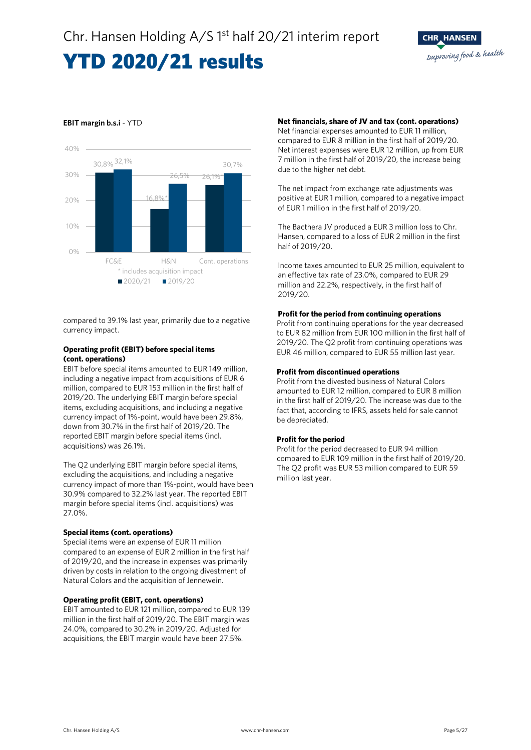# YTD 2020/21 results

**EBIT margin b.s.i** - YTD

| | FC&E | H&N | Cont. operations |
|---|---|---|---|
| 2020/21 | 30,8% | 16,8%* | 26,1%* |
| 2019/20 | 32,1% | 26,5% | 30,7% |

\* includes acquisition impact

compared to 39.1% last year, primarily due to a negative currency impact.

**Operating profit (EBIT) before special items (cont. operations)**

EBIT before special items amounted to EUR 149 million, including a negative impact from acquisitions of EUR 6 million, compared to EUR 153 million in the first half of 2019/20. The underlying EBIT margin before special items, excluding acquisitions, and including a negative currency impact of 1%-point, would have been 29.8%, down from 30.7% in the first half of 2019/20. The reported EBIT margin before special items (incl. acquisitions) was 26.1%.

The Q2 underlying EBIT margin before special items, excluding the acquisitions, and including a negative currency impact of more than 1%-point, would have been 30.9% compared to 32.2% last year. The reported EBIT margin before special items (incl. acquisitions) was 27.0%.

**Special items (cont. operations)**

Special items were an expense of EUR 11 million compared to an expense of EUR 2 million in the first half of 2019/20, and the increase in expenses was primarily driven by costs in relation to the ongoing divestment of Natural Colors and the acquisition of Jennewein.

**Operating profit (EBIT, cont. operations)**

EBIT amounted to EUR 121 million, compared to EUR 139 million in the first half of 2019/20. The EBIT margin was 24.0%, compared to 30.2% in 2019/20. Adjusted for acquisitions, the EBIT margin would have been 27.5%.

**Net financials, share of JV and tax (cont. operations)**

Net financial expenses amounted to EUR 11 million, compared to EUR 8 million in the first half of 2019/20. Net interest expenses were EUR 12 million, up from EUR 7 million in the first half of 2019/20, the increase being due to the higher net debt.

The net impact from exchange rate adjustments was positive at EUR 1 million, compared to a negative impact of EUR 1 million in the first half of 2019/20.

The Bacthera JV produced a EUR 3 million loss to Chr. Hansen, compared to a loss of EUR 2 million in the first half of 2019/20.

Income taxes amounted to EUR 25 million, equivalent to an effective tax rate of 23.0%, compared to EUR 29 million and 22.2%, respectively, in the first half of 2019/20.

**Profit for the period from continuing operations**

Profit from continuing operations for the year decreased to EUR 82 million from EUR 100 million in the first half of 2019/20. The Q2 profit from continuing operations was EUR 46 million, compared to EUR 55 million last year.

**Profit from discontinued operations**

Profit from the divested business of Natural Colors amounted to EUR 12 million, compared to EUR 8 million in the first half of 2019/20. The increase was due to the fact that, according to IFRS, assets held for sale cannot be depreciated.

**Profit for the period**

Profit for the period decreased to EUR 94 million compared to EUR 109 million in the first half of 2019/20. The Q2 profit was EUR 53 million compared to EUR 59 million last year.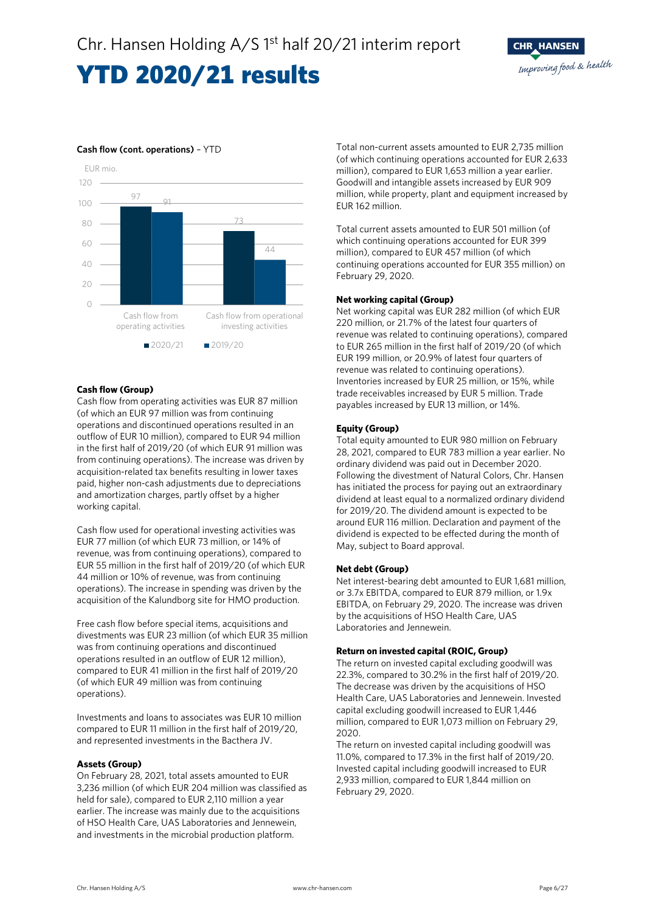# YTD 2020/21 results

**Cash flow (cont. operations)** – YTD

EUR mio.

| | 2020/21 | 2019/20 |
|---|---|---|
| Cash flow from operating activities | 97 | 91 |
| Cash flow from operational investing activities | 73 | 44 |

**Cash flow (Group)**

Cash flow from operating activities was EUR 87 million (of which an EUR 97 million was from continuing operations and discontinued operations resulted in an outflow of EUR 10 million), compared to EUR 94 million in the first half of 2019/20 (of which EUR 91 million was from continuing operations). The increase was driven by acquisition-related tax benefits resulting in lower taxes paid, higher non-cash adjustments due to depreciations and amortization charges, partly offset by a higher working capital.

Cash flow used for operational investing activities was EUR 77 million (of which EUR 73 million, or 14% of revenue, was from continuing operations), compared to EUR 55 million in the first half of 2019/20 (of which EUR 44 million or 10% of revenue, was from continuing operations). The increase in spending was driven by the acquisition of the Kalundborg site for HMO production.

Free cash flow before special items, acquisitions and divestments was EUR 23 million (of which EUR 35 million was from continuing operations and discontinued operations resulted in an outflow of EUR 12 million), compared to EUR 41 million in the first half of 2019/20 (of which EUR 49 million was from continuing operations).

Investments and loans to associates was EUR 10 million compared to EUR 11 million in the first half of 2019/20, and represented investments in the Bacthera JV.

**Assets (Group)**

On February 28, 2021, total assets amounted to EUR 3,236 million (of which EUR 204 million was classified as held for sale), compared to EUR 2,110 million a year earlier. The increase was mainly due to the acquisitions of HSO Health Care, UAS Laboratories and Jennewein, and investments in the microbial production platform.

Total non-current assets amounted to EUR 2,735 million (of which continuing operations accounted for EUR 2,633 million), compared to EUR 1,653 million a year earlier. Goodwill and intangible assets increased by EUR 909 million, while property, plant and equipment increased by EUR 162 million.

Total current assets amounted to EUR 501 million (of which continuing operations accounted for EUR 399 million), compared to EUR 457 million (of which continuing operations accounted for EUR 355 million) on February 29, 2020.

**Net working capital (Group)**

Net working capital was EUR 282 million (of which EUR 220 million, or 21.7% of the latest four quarters of revenue was related to continuing operations), compared to EUR 265 million in the first half of 2019/20 (of which EUR 199 million, or 20.9% of latest four quarters of revenue was related to continuing operations). Inventories increased by EUR 25 million, or 15%, while trade receivables increased by EUR 5 million. Trade payables increased by EUR 13 million, or 14%.

**Equity (Group)**

Total equity amounted to EUR 980 million on February 28, 2021, compared to EUR 783 million a year earlier. No ordinary dividend was paid out in December 2020. Following the divestment of Natural Colors, Chr. Hansen has initiated the process for paying out an extraordinary dividend at least equal to a normalized ordinary dividend for 2019/20. The dividend amount is expected to be around EUR 116 million. Declaration and payment of the dividend is expected to be effected during the month of May, subject to Board approval.

**Net debt (Group)**

Net interest-bearing debt amounted to EUR 1,681 million, or 3.7x EBITDA, compared to EUR 879 million, or 1.9x EBITDA, on February 29, 2020. The increase was driven by the acquisitions of HSO Health Care, UAS Laboratories and Jennewein.

**Return on invested capital (ROIC, Group)**

The return on invested capital excluding goodwill was 22.3%, compared to 30.2% in the first half of 2019/20. The decrease was driven by the acquisitions of HSO Health Care, UAS Laboratories and Jennewein. Invested capital excluding goodwill increased to EUR 1,446 million, compared to EUR 1,073 million on February 29, 2020.

The return on invested capital including goodwill was 11.0%, compared to 17.3% in the first half of 2019/20. Invested capital including goodwill increased to EUR 2,933 million, compared to EUR 1,844 million on February 29, 2020.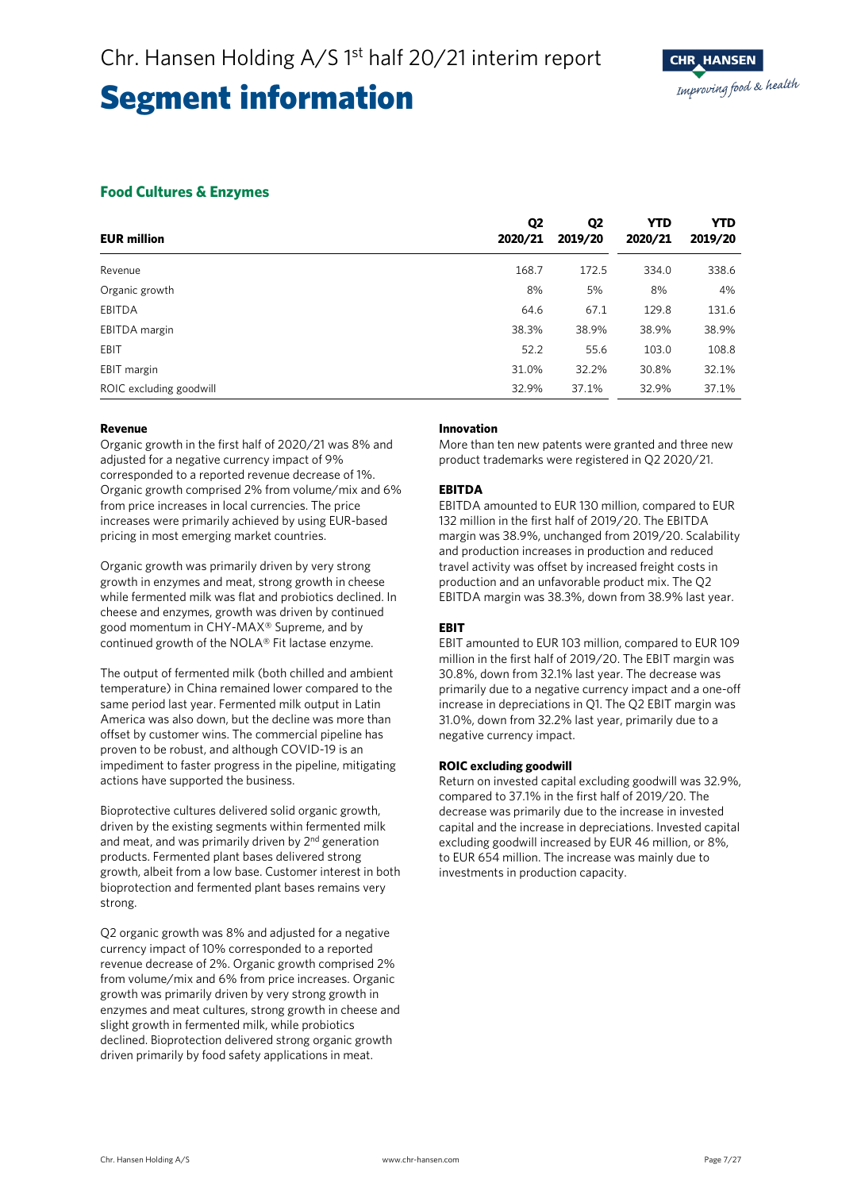# Segment information

## Food Cultures & Enzymes

| EUR million | Q2 2020/21 | Q2 2019/20 | YTD 2020/21 | YTD 2019/20 |
|---|---|---|---|---|
| Revenue | 168.7 | 172.5 | 334.0 | 338.6 |
| Organic growth | 8% | 5% | 8% | 4% |
| EBITDA | 64.6 | 67.1 | 129.8 | 131.6 |
| EBITDA margin | 38.3% | 38.9% | 38.9% | 38.9% |
| EBIT | 52.2 | 55.6 | 103.0 | 108.8 |
| EBIT margin | 31.0% | 32.2% | 30.8% | 32.1% |
| ROIC excluding goodwill | 32.9% | 37.1% | 32.9% | 37.1% |

**Revenue**

Organic growth in the first half of 2020/21 was 8% and adjusted for a negative currency impact of 9% corresponded to a reported revenue decrease of 1%. Organic growth comprised 2% from volume/mix and 6% from price increases in local currencies. The price increases were primarily achieved by using EUR-based pricing in most emerging market countries.

Organic growth was primarily driven by very strong growth in enzymes and meat, strong growth in cheese while fermented milk was flat and probiotics declined. In cheese and enzymes, growth was driven by continued good momentum in CHY-MAX® Supreme, and by continued growth of the NOLA® Fit lactase enzyme.

The output of fermented milk (both chilled and ambient temperature) in China remained lower compared to the same period last year. Fermented milk output in Latin America was also down, but the decline was more than offset by customer wins. The commercial pipeline has proven to be robust, and although COVID-19 is an impediment to faster progress in the pipeline, mitigating actions have supported the business.

Bioprotective cultures delivered solid organic growth, driven by the existing segments within fermented milk and meat, and was primarily driven by 2nd generation products. Fermented plant bases delivered strong growth, albeit from a low base. Customer interest in both bioprotection and fermented plant bases remains very strong.

Q2 organic growth was 8% and adjusted for a negative currency impact of 10% corresponded to a reported revenue decrease of 2%. Organic growth comprised 2% from volume/mix and 6% from price increases. Organic growth was primarily driven by very strong growth in enzymes and meat cultures, strong growth in cheese and slight growth in fermented milk, while probiotics declined. Bioprotection delivered strong organic growth driven primarily by food safety applications in meat.

**Innovation**

More than ten new patents were granted and three new product trademarks were registered in Q2 2020/21.

**EBITDA**

EBITDA amounted to EUR 130 million, compared to EUR 132 million in the first half of 2019/20. The EBITDA margin was 38.9%, unchanged from 2019/20. Scalability and production increases in production and reduced travel activity was offset by increased freight costs in production and an unfavorable product mix. The Q2 EBITDA margin was 38.3%, down from 38.9% last year.

**EBIT**

EBIT amounted to EUR 103 million, compared to EUR 109 million in the first half of 2019/20. The EBIT margin was 30.8%, down from 32.1% last year. The decrease was primarily due to a negative currency impact and a one-off increase in depreciations in Q1. The Q2 EBIT margin was 31.0%, down from 32.2% last year, primarily due to a negative currency impact.

**ROIC excluding goodwill**

Return on invested capital excluding goodwill was 32.9%, compared to 37.1% in the first half of 2019/20. The decrease was primarily due to the increase in invested capital and the increase in depreciations. Invested capital excluding goodwill increased by EUR 46 million, or 8%, to EUR 654 million. The increase was mainly due to investments in production capacity.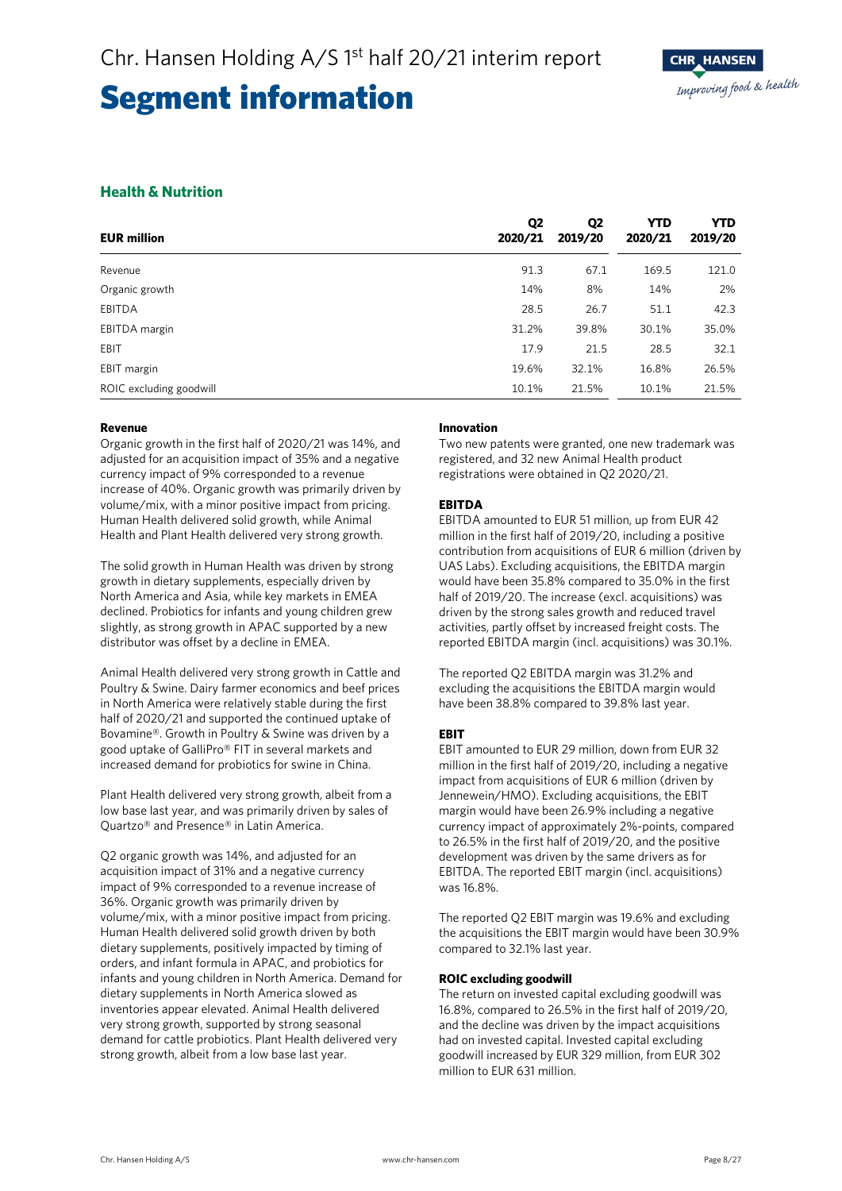# Segment information

## Health & Nutrition

| EUR million | Q2 2020/21 | Q2 2019/20 | YTD 2020/21 | YTD 2019/20 |
|---|---|---|---|---|
| Revenue | 91.3 | 67.1 | 169.5 | 121.0 |
| Organic growth | 14% | 8% | 14% | 2% |
| EBITDA | 28.5 | 26.7 | 51.1 | 42.3 |
| EBITDA margin | 31.2% | 39.8% | 30.1% | 35.0% |
| EBIT | 17.9 | 21.5 | 28.5 | 32.1 |
| EBIT margin | 19.6% | 32.1% | 16.8% | 26.5% |
| ROIC excluding goodwill | 10.1% | 21.5% | 10.1% | 21.5% |

**Revenue**

Organic growth in the first half of 2020/21 was 14%, and adjusted for an acquisition impact of 35% and a negative currency impact of 9% corresponded to a revenue increase of 40%. Organic growth was primarily driven by volume/mix, with a minor positive impact from pricing. Human Health delivered solid growth, while Animal Health and Plant Health delivered very strong growth.

The solid growth in Human Health was driven by strong growth in dietary supplements, especially driven by North America and Asia, while key markets in EMEA declined. Probiotics for infants and young children grew slightly, as strong growth in APAC supported by a new distributor was offset by a decline in EMEA.

Animal Health delivered very strong growth in Cattle and Poultry & Swine. Dairy farmer economics and beef prices in North America were relatively stable during the first half of 2020/21 and supported the continued uptake of Bovamine®. Growth in Poultry & Swine was driven by a good uptake of GalliPro® FIT in several markets and increased demand for probiotics for swine in China.

Plant Health delivered very strong growth, albeit from a low base last year, and was primarily driven by sales of Quartzo® and Presence® in Latin America.

Q2 organic growth was 14%, and adjusted for an acquisition impact of 31% and a negative currency impact of 9% corresponded to a revenue increase of 36%. Organic growth was primarily driven by volume/mix, with a minor positive impact from pricing. Human Health delivered solid growth driven by both dietary supplements, positively impacted by timing of orders, and infant formula in APAC, and probiotics for infants and young children in North America. Demand for dietary supplements in North America slowed as inventories appear elevated. Animal Health delivered very strong growth, supported by strong seasonal demand for cattle probiotics. Plant Health delivered very strong growth, albeit from a low base last year.

**Innovation**

Two new patents were granted, one new trademark was registered, and 32 new Animal Health product registrations were obtained in Q2 2020/21.

**EBITDA**

EBITDA amounted to EUR 51 million, up from EUR 42 million in the first half of 2019/20, including a positive contribution from acquisitions of EUR 6 million (driven by UAS Labs). Excluding acquisitions, the EBITDA margin would have been 35.8% compared to 35.0% in the first half of 2019/20. The increase (excl. acquisitions) was driven by the strong sales growth and reduced travel activities, partly offset by increased freight costs. The reported EBITDA margin (incl. acquisitions) was 30.1%.

The reported Q2 EBITDA margin was 31.2% and excluding the acquisitions the EBITDA margin would have been 38.8% compared to 39.8% last year.

**EBIT**

EBIT amounted to EUR 29 million, down from EUR 32 million in the first half of 2019/20, including a negative impact from acquisitions of EUR 6 million (driven by Jennewein/HMO). Excluding acquisitions, the EBIT margin would have been 26.9% including a negative currency impact of approximately 2%-points, compared to 26.5% in the first half of 2019/20, and the positive development was driven by the same drivers as for EBITDA. The reported EBIT margin (incl. acquisitions) was 16.8%.

The reported Q2 EBIT margin was 19.6% and excluding the acquisitions the EBIT margin would have been 30.9% compared to 32.1% last year.

**ROIC excluding goodwill**

The return on invested capital excluding goodwill was 16.8%, compared to 26.5% in the first half of 2019/20, and the decline was driven by the impact acquisitions had on invested capital. Invested capital excluding goodwill increased by EUR 329 million, from EUR 302 million to EUR 631 million.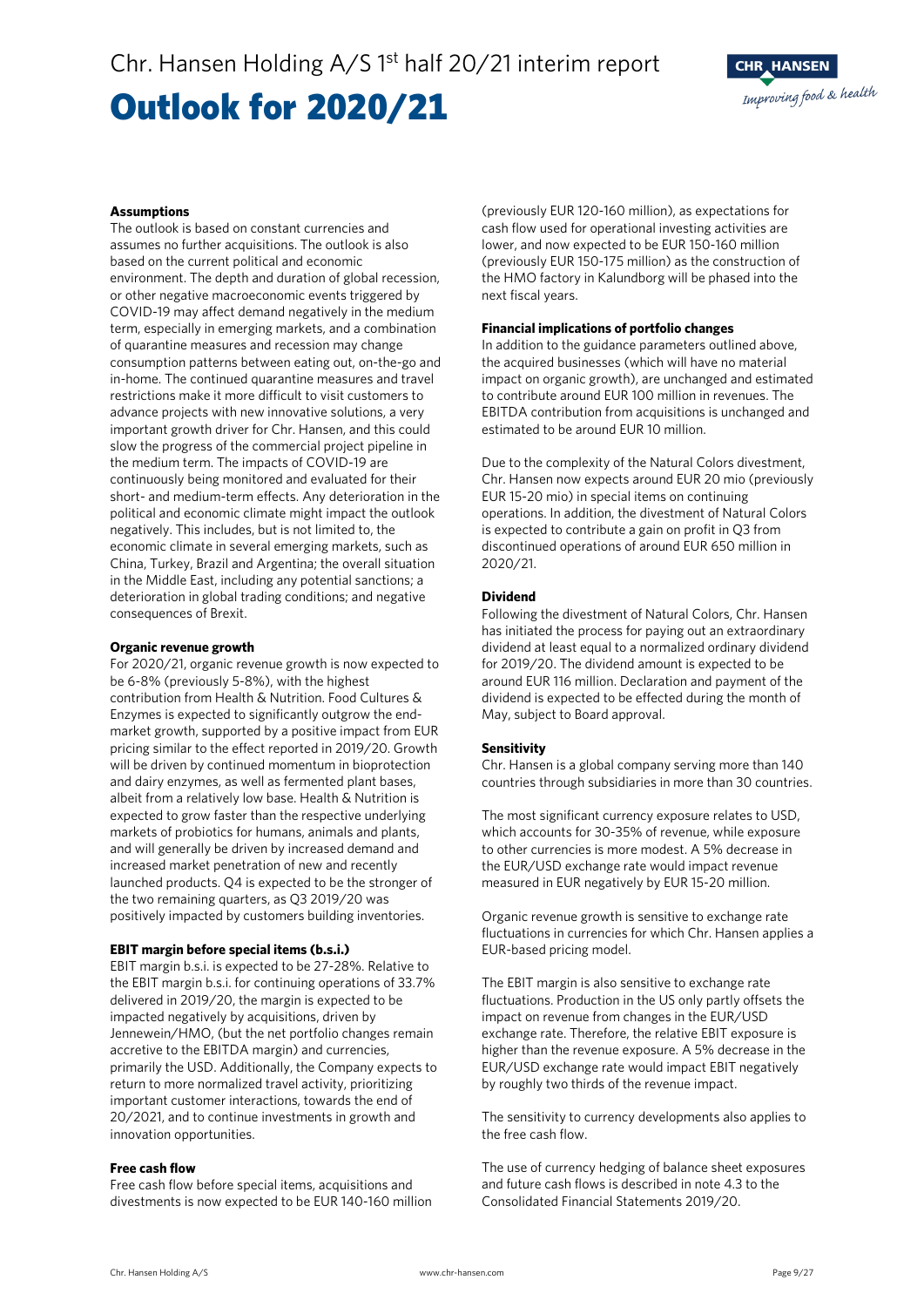# Outlook for 2020/21

### Assumptions

The outlook is based on constant currencies and assumes no further acquisitions. The outlook is also based on the current political and economic environment. The depth and duration of global recession, or other negative macroeconomic events triggered by COVID-19 may affect demand negatively in the medium term, especially in emerging markets, and a combination of quarantine measures and recession may change consumption patterns between eating out, on-the-go and in-home. The continued quarantine measures and travel restrictions make it more difficult to visit customers to advance projects with new innovative solutions, a very important growth driver for Chr. Hansen, and this could slow the progress of the commercial project pipeline in the medium term. The impacts of COVID-19 are continuously being monitored and evaluated for their short- and medium-term effects. Any deterioration in the political and economic climate might impact the outlook negatively. This includes, but is not limited to, the economic climate in several emerging markets, such as China, Turkey, Brazil and Argentina; the overall situation in the Middle East, including any potential sanctions; a deterioration in global trading conditions; and negative consequences of Brexit.

### Organic revenue growth

For 2020/21, organic revenue growth is now expected to be 6-8% (previously 5-8%), with the highest contribution from Health & Nutrition. Food Cultures & Enzymes is expected to significantly outgrow the end-market growth, supported by a positive impact from EUR pricing similar to the effect reported in 2019/20. Growth will be driven by continued momentum in bioprotection and dairy enzymes, as well as fermented plant bases, albeit from a relatively low base. Health & Nutrition is expected to grow faster than the respective underlying markets of probiotics for humans, animals and plants, and will generally be driven by increased demand and increased market penetration of new and recently launched products. Q4 is expected to be the stronger of the two remaining quarters, as Q3 2019/20 was positively impacted by customers building inventories.

### EBIT margin before special items (b.s.i.)

EBIT margin b.s.i. is expected to be 27-28%. Relative to the EBIT margin b.s.i. for continuing operations of 33.7% delivered in 2019/20, the margin is expected to be impacted negatively by acquisitions, driven by Jennewein/HMO, (but the net portfolio changes remain accretive to the EBITDA margin) and currencies, primarily the USD. Additionally, the Company expects to return to more normalized travel activity, prioritizing important customer interactions, towards the end of 20/2021, and to continue investments in growth and innovation opportunities.

### Free cash flow

Free cash flow before special items, acquisitions and divestments is now expected to be EUR 140-160 million (previously EUR 120-160 million), as expectations for cash flow used for operational investing activities are lower, and now expected to be EUR 150-160 million (previously EUR 150-175 million) as the construction of the HMO factory in Kalundborg will be phased into the next fiscal years.

### Financial implications of portfolio changes

In addition to the guidance parameters outlined above, the acquired businesses (which will have no material impact on organic growth), are unchanged and estimated to contribute around EUR 100 million in revenues. The EBITDA contribution from acquisitions is unchanged and estimated to be around EUR 10 million.

Due to the complexity of the Natural Colors divestment, Chr. Hansen now expects around EUR 20 mio (previously EUR 15-20 mio) in special items on continuing operations. In addition, the divestment of Natural Colors is expected to contribute a gain on profit in Q3 from discontinued operations of around EUR 650 million in 2020/21.

### Dividend

Following the divestment of Natural Colors, Chr. Hansen has initiated the process for paying out an extraordinary dividend at least equal to a normalized ordinary dividend for 2019/20. The dividend amount is expected to be around EUR 116 million. Declaration and payment of the dividend is expected to be effected during the month of May, subject to Board approval.

### Sensitivity

Chr. Hansen is a global company serving more than 140 countries through subsidiaries in more than 30 countries.

The most significant currency exposure relates to USD, which accounts for 30-35% of revenue, while exposure to other currencies is more modest. A 5% decrease in the EUR/USD exchange rate would impact revenue measured in EUR negatively by EUR 15-20 million.

Organic revenue growth is sensitive to exchange rate fluctuations in currencies for which Chr. Hansen applies a EUR-based pricing model.

The EBIT margin is also sensitive to exchange rate fluctuations. Production in the US only partly offsets the impact on revenue from changes in the EUR/USD exchange rate. Therefore, the relative EBIT exposure is higher than the revenue exposure. A 5% decrease in the EUR/USD exchange rate would impact EBIT negatively by roughly two thirds of the revenue impact.

The sensitivity to currency developments also applies to the free cash flow.

The use of currency hedging of balance sheet exposures and future cash flows is described in note 4.3 to the Consolidated Financial Statements 2019/20.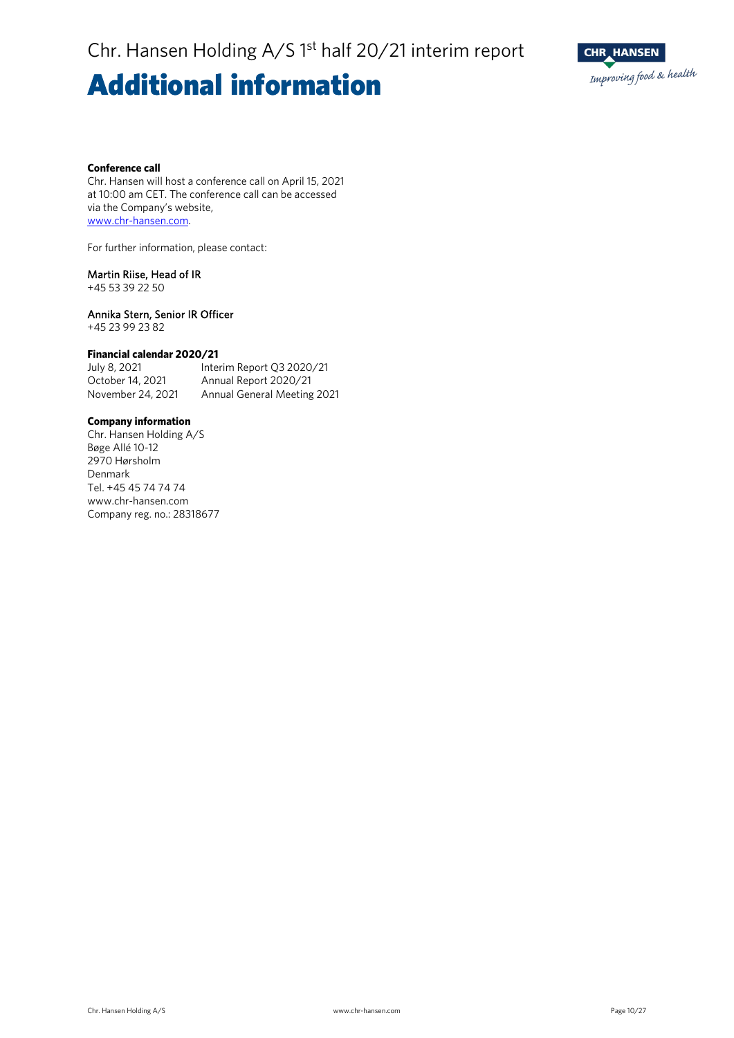# Additional information

**Conference call**
Chr. Hansen will host a conference call on April 15, 2021 at 10:00 am CET. The conference call can be accessed via the Company's website, www.chr-hansen.com.

For further information, please contact:

Martin Riise, Head of IR
+45 53 39 22 50

Annika Stern, Senior IR Officer
+45 23 99 23 82

**Financial calendar 2020/21**

| | |
|---|---|
| July 8, 2021 | Interim Report Q3 2020/21 |
| October 14, 2021 | Annual Report 2020/21 |
| November 24, 2021 | Annual General Meeting 2021 |

**Company information**
Chr. Hansen Holding A/S
Bøge Allé 10-12
2970 Hørsholm
Denmark
Tel. +45 45 74 74 74
www.chr-hansen.com
Company reg. no.: 28318677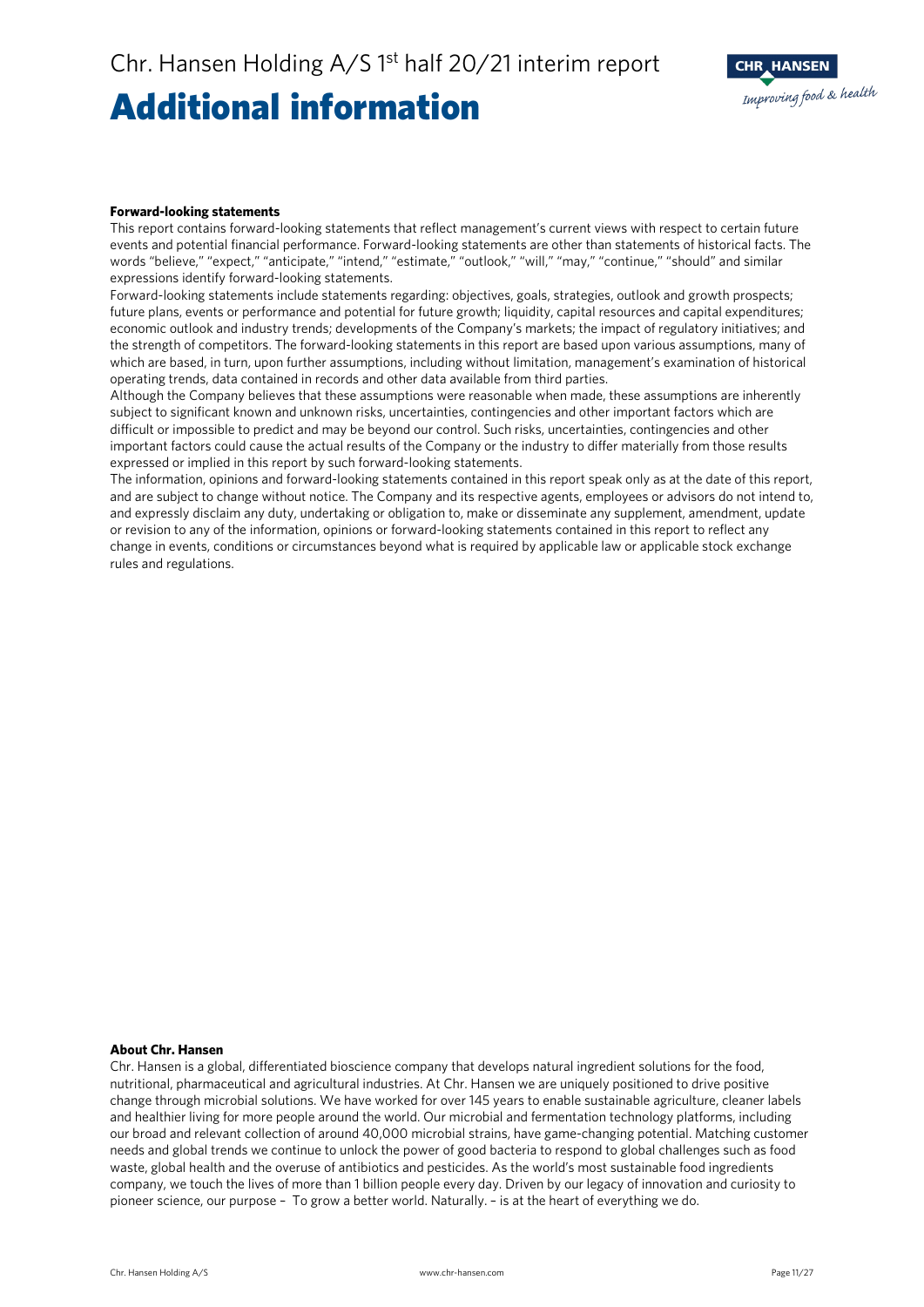# Additional information

**Forward-looking statements**

This report contains forward-looking statements that reflect management's current views with respect to certain future events and potential financial performance. Forward-looking statements are other than statements of historical facts. The words "believe," "expect," "anticipate," "intend," "estimate," "outlook," "will," "may," "continue," "should" and similar expressions identify forward-looking statements.

Forward-looking statements include statements regarding: objectives, goals, strategies, outlook and growth prospects; future plans, events or performance and potential for future growth; liquidity, capital resources and capital expenditures; economic outlook and industry trends; developments of the Company's markets; the impact of regulatory initiatives; and the strength of competitors. The forward-looking statements in this report are based upon various assumptions, many of which are based, in turn, upon further assumptions, including without limitation, management's examination of historical operating trends, data contained in records and other data available from third parties.

Although the Company believes that these assumptions were reasonable when made, these assumptions are inherently subject to significant known and unknown risks, uncertainties, contingencies and other important factors which are difficult or impossible to predict and may be beyond our control. Such risks, uncertainties, contingencies and other important factors could cause the actual results of the Company or the industry to differ materially from those results expressed or implied in this report by such forward-looking statements.

The information, opinions and forward-looking statements contained in this report speak only as at the date of this report, and are subject to change without notice. The Company and its respective agents, employees or advisors do not intend to, and expressly disclaim any duty, undertaking or obligation to, make or disseminate any supplement, amendment, update or revision to any of the information, opinions or forward-looking statements contained in this report to reflect any change in events, conditions or circumstances beyond what is required by applicable law or applicable stock exchange rules and regulations.

**About Chr. Hansen**

Chr. Hansen is a global, differentiated bioscience company that develops natural ingredient solutions for the food, nutritional, pharmaceutical and agricultural industries. At Chr. Hansen we are uniquely positioned to drive positive change through microbial solutions. We have worked for over 145 years to enable sustainable agriculture, cleaner labels and healthier living for more people around the world. Our microbial and fermentation technology platforms, including our broad and relevant collection of around 40,000 microbial strains, have game-changing potential. Matching customer needs and global trends we continue to unlock the power of good bacteria to respond to global challenges such as food waste, global health and the overuse of antibiotics and pesticides. As the world's most sustainable food ingredients company, we touch the lives of more than 1 billion people every day. Driven by our legacy of innovation and curiosity to pioneer science, our purpose – To grow a better world. Naturally. – is at the heart of everything we do.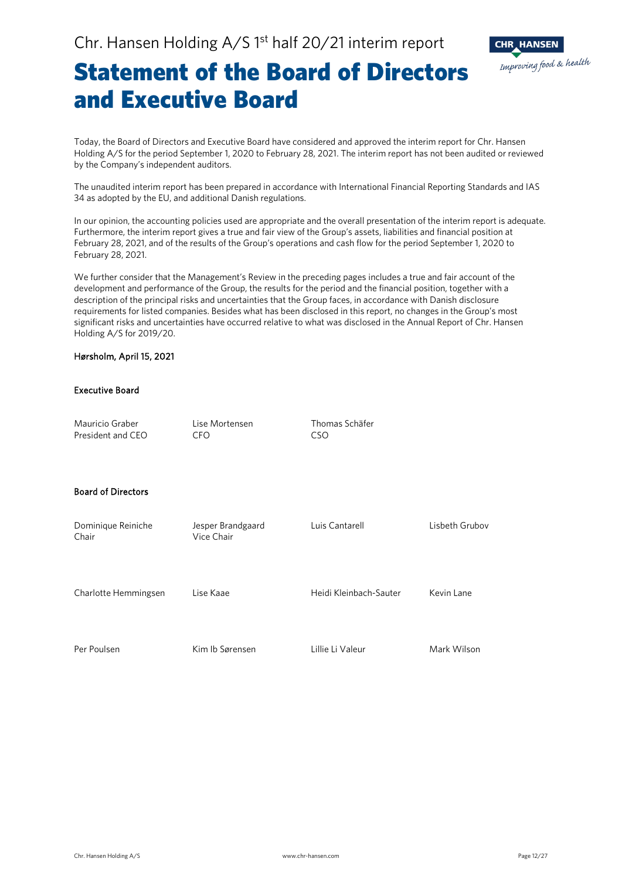# Statement of the Board of Directors and Executive Board

Today, the Board of Directors and Executive Board have considered and approved the interim report for Chr. Hansen Holding A/S for the period September 1, 2020 to February 28, 2021. The interim report has not been audited or reviewed by the Company's independent auditors.

The unaudited interim report has been prepared in accordance with International Financial Reporting Standards and IAS 34 as adopted by the EU, and additional Danish regulations.

In our opinion, the accounting policies used are appropriate and the overall presentation of the interim report is adequate. Furthermore, the interim report gives a true and fair view of the Group's assets, liabilities and financial position at February 28, 2021, and of the results of the Group's operations and cash flow for the period September 1, 2020 to February 28, 2021.

We further consider that the Management's Review in the preceding pages includes a true and fair account of the development and performance of the Group, the results for the period and the financial position, together with a description of the principal risks and uncertainties that the Group faces, in accordance with Danish disclosure requirements for listed companies. Besides what has been disclosed in this report, no changes in the Group's most significant risks and uncertainties have occurred relative to what was disclosed in the Annual Report of Chr. Hansen Holding A/S for 2019/20.

Hørsholm, April 15, 2021

**Executive Board**

| | | |
|---|---|---|
| Mauricio Graber<br>President and CEO | Lise Mortensen<br>CFO | Thomas Schäfer<br>CSO |

**Board of Directors**

| | | | |
|---|---|---|---|
| Dominique Reiniche<br>Chair | Jesper Brandgaard<br>Vice Chair | Luis Cantarell | Lisbeth Grubov |
| Charlotte Hemmingsen | Lise Kaae | Heidi Kleinbach-Sauter | Kevin Lane |
| Per Poulsen | Kim Ib Sørensen | Lillie Li Valeur | Mark Wilson |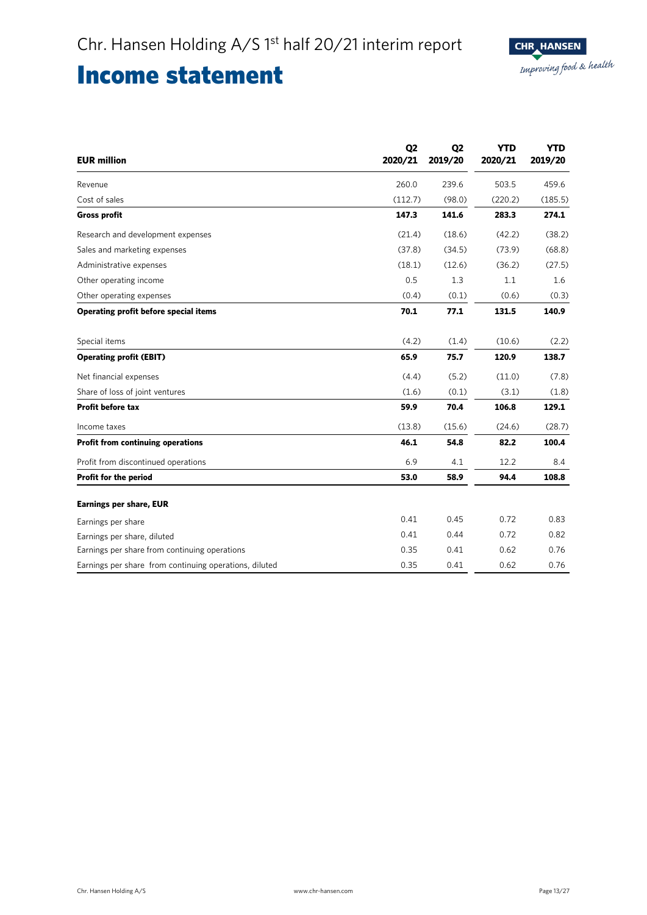# Income statement

| EUR million | Q2 2020/21 | Q2 2019/20 | YTD 2020/21 | YTD 2019/20 |
|---|---|---|---|---|
| Revenue | 260.0 | 239.6 | 503.5 | 459.6 |
| Cost of sales | (112.7) | (98.0) | (220.2) | (185.5) |
| **Gross profit** | **147.3** | **141.6** | **283.3** | **274.1** |
| Research and development expenses | (21.4) | (18.6) | (42.2) | (38.2) |
| Sales and marketing expenses | (37.8) | (34.5) | (73.9) | (68.8) |
| Administrative expenses | (18.1) | (12.6) | (36.2) | (27.5) |
| Other operating income | 0.5 | 1.3 | 1.1 | 1.6 |
| Other operating expenses | (0.4) | (0.1) | (0.6) | (0.3) |
| **Operating profit before special items** | **70.1** | **77.1** | **131.5** | **140.9** |
| Special items | (4.2) | (1.4) | (10.6) | (2.2) |
| **Operating profit (EBIT)** | **65.9** | **75.7** | **120.9** | **138.7** |
| Net financial expenses | (4.4) | (5.2) | (11.0) | (7.8) |
| Share of loss of joint ventures | (1.6) | (0.1) | (3.1) | (1.8) |
| **Profit before tax** | **59.9** | **70.4** | **106.8** | **129.1** |
| Income taxes | (13.8) | (15.6) | (24.6) | (28.7) |
| **Profit from continuing operations** | **46.1** | **54.8** | **82.2** | **100.4** |
| Profit from discontinued operations | 6.9 | 4.1 | 12.2 | 8.4 |
| **Profit for the period** | **53.0** | **58.9** | **94.4** | **108.8** |
| **Earnings per share, EUR** | | | | |
| Earnings per share | 0.41 | 0.45 | 0.72 | 0.83 |
| Earnings per share, diluted | 0.41 | 0.44 | 0.72 | 0.82 |
| Earnings per share from continuing operations | 0.35 | 0.41 | 0.62 | 0.76 |
| Earnings per share from continuing operations, diluted | 0.35 | 0.41 | 0.62 | 0.76 |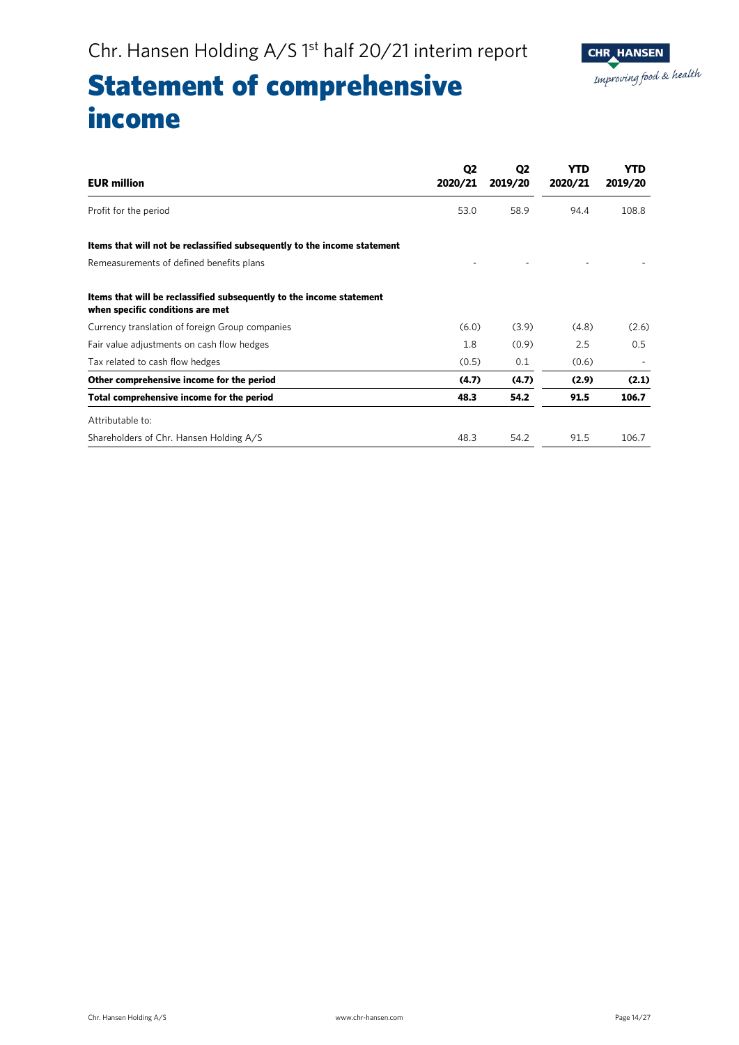# Statement of comprehensive income

| EUR million | Q2 2020/21 | Q2 2019/20 | YTD 2020/21 | YTD 2019/20 |
|---|---|---|---|---|
| Profit for the period | 53.0 | 58.9 | 94.4 | 108.8 |
| **Items that will not be reclassified subsequently to the income statement** | | | | |
| Remeasurements of defined benefits plans | - | - | - | - |
| **Items that will be reclassified subsequently to the income statement when specific conditions are met** | | | | |
| Currency translation of foreign Group companies | (6.0) | (3.9) | (4.8) | (2.6) |
| Fair value adjustments on cash flow hedges | 1.8 | (0.9) | 2.5 | 0.5 |
| Tax related to cash flow hedges | (0.5) | 0.1 | (0.6) | - |
| **Other comprehensive income for the period** | **(4.7)** | **(4.7)** | **(2.9)** | **(2.1)** |
| **Total comprehensive income for the period** | **48.3** | **54.2** | **91.5** | **106.7** |
| Attributable to: | | | | |
| Shareholders of Chr. Hansen Holding A/S | 48.3 | 54.2 | 91.5 | 106.7 |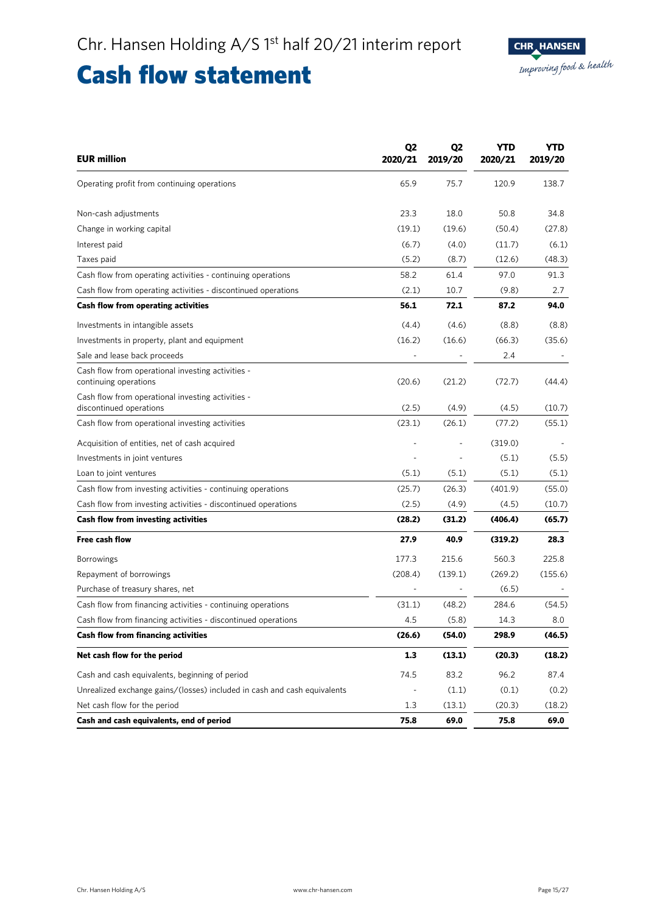# Cash flow statement

| EUR million | Q2 2020/21 | Q2 2019/20 | YTD 2020/21 | YTD 2019/20 |
|---|---|---|---|---|
| Operating profit from continuing operations | 65.9 | 75.7 | 120.9 | 138.7 |
| Non-cash adjustments | 23.3 | 18.0 | 50.8 | 34.8 |
| Change in working capital | (19.1) | (19.6) | (50.4) | (27.8) |
| Interest paid | (6.7) | (4.0) | (11.7) | (6.1) |
| Taxes paid | (5.2) | (8.7) | (12.6) | (48.3) |
| Cash flow from operating activities - continuing operations | 58.2 | 61.4 | 97.0 | 91.3 |
| Cash flow from operating activities - discontinued operations | (2.1) | 10.7 | (9.8) | 2.7 |
| **Cash flow from operating activities** | **56.1** | **72.1** | **87.2** | **94.0** |
| Investments in intangible assets | (4.4) | (4.6) | (8.8) | (8.8) |
| Investments in property, plant and equipment | (16.2) | (16.6) | (66.3) | (35.6) |
| Sale and lease back proceeds | - | - | 2.4 | - |
| Cash flow from operational investing activities - continuing operations | (20.6) | (21.2) | (72.7) | (44.4) |
| Cash flow from operational investing activities - discontinued operations | (2.5) | (4.9) | (4.5) | (10.7) |
| Cash flow from operational investing activities | (23.1) | (26.1) | (77.2) | (55.1) |
| Acquisition of entities, net of cash acquired | - | - | (319.0) | - |
| Investments in joint ventures | - | - | (5.1) | (5.5) |
| Loan to joint ventures | (5.1) | (5.1) | (5.1) | (5.1) |
| Cash flow from investing activities - continuing operations | (25.7) | (26.3) | (401.9) | (55.0) |
| Cash flow from investing activities - discontinued operations | (2.5) | (4.9) | (4.5) | (10.7) |
| **Cash flow from investing activities** | **(28.2)** | **(31.2)** | **(406.4)** | **(65.7)** |
| **Free cash flow** | **27.9** | **40.9** | **(319.2)** | **28.3** |
| Borrowings | 177.3 | 215.6 | 560.3 | 225.8 |
| Repayment of borrowings | (208.4) | (139.1) | (269.2) | (155.6) |
| Purchase of treasury shares, net | - | - | (6.5) | - |
| Cash flow from financing activities - continuing operations | (31.1) | (48.2) | 284.6 | (54.5) |
| Cash flow from financing activities - discontinued operations | 4.5 | (5.8) | 14.3 | 8.0 |
| **Cash flow from financing activities** | **(26.6)** | **(54.0)** | **298.9** | **(46.5)** |
| **Net cash flow for the period** | **1.3** | **(13.1)** | **(20.3)** | **(18.2)** |
| Cash and cash equivalents, beginning of period | 74.5 | 83.2 | 96.2 | 87.4 |
| Unrealized exchange gains/(losses) included in cash and cash equivalents | - | (1.1) | (0.1) | (0.2) |
| Net cash flow for the period | 1.3 | (13.1) | (20.3) | (18.2) |
| **Cash and cash equivalents, end of period** | **75.8** | **69.0** | **75.8** | **69.0** |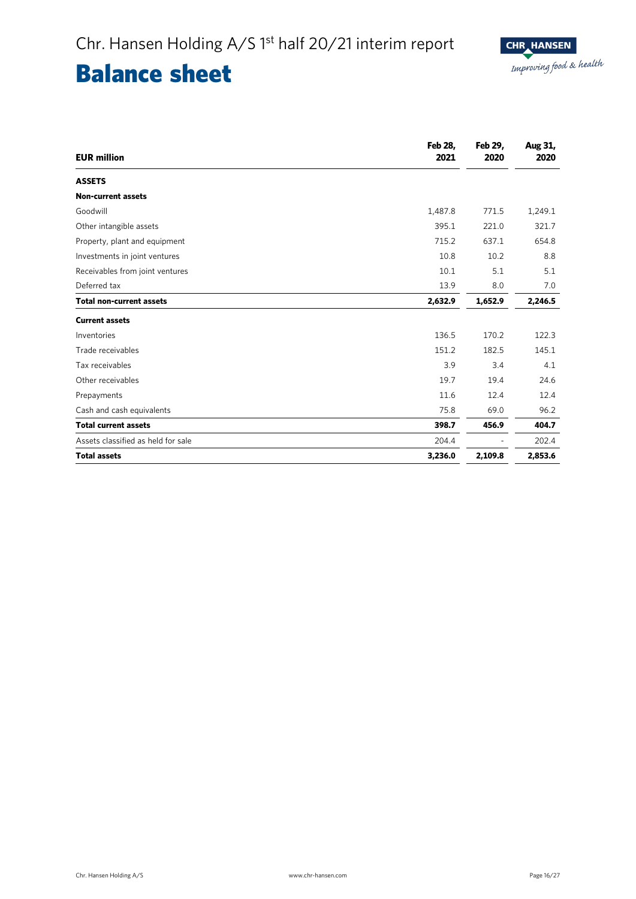# Balance sheet

| EUR million | Feb 28, 2021 | Feb 29, 2020 | Aug 31, 2020 |
|---|---|---|---|
| **ASSETS** | | | |
| **Non-current assets** | | | |
| Goodwill | 1,487.8 | 771.5 | 1,249.1 |
| Other intangible assets | 395.1 | 221.0 | 321.7 |
| Property, plant and equipment | 715.2 | 637.1 | 654.8 |
| Investments in joint ventures | 10.8 | 10.2 | 8.8 |
| Receivables from joint ventures | 10.1 | 5.1 | 5.1 |
| Deferred tax | 13.9 | 8.0 | 7.0 |
| **Total non-current assets** | **2,632.9** | **1,652.9** | **2,246.5** |
| **Current assets** | | | |
| Inventories | 136.5 | 170.2 | 122.3 |
| Trade receivables | 151.2 | 182.5 | 145.1 |
| Tax receivables | 3.9 | 3.4 | 4.1 |
| Other receivables | 19.7 | 19.4 | 24.6 |
| Prepayments | 11.6 | 12.4 | 12.4 |
| Cash and cash equivalents | 75.8 | 69.0 | 96.2 |
| **Total current assets** | **398.7** | **456.9** | **404.7** |
| Assets classified as held for sale | 204.4 | - | 202.4 |
| **Total assets** | **3,236.0** | **2,109.8** | **2,853.6** |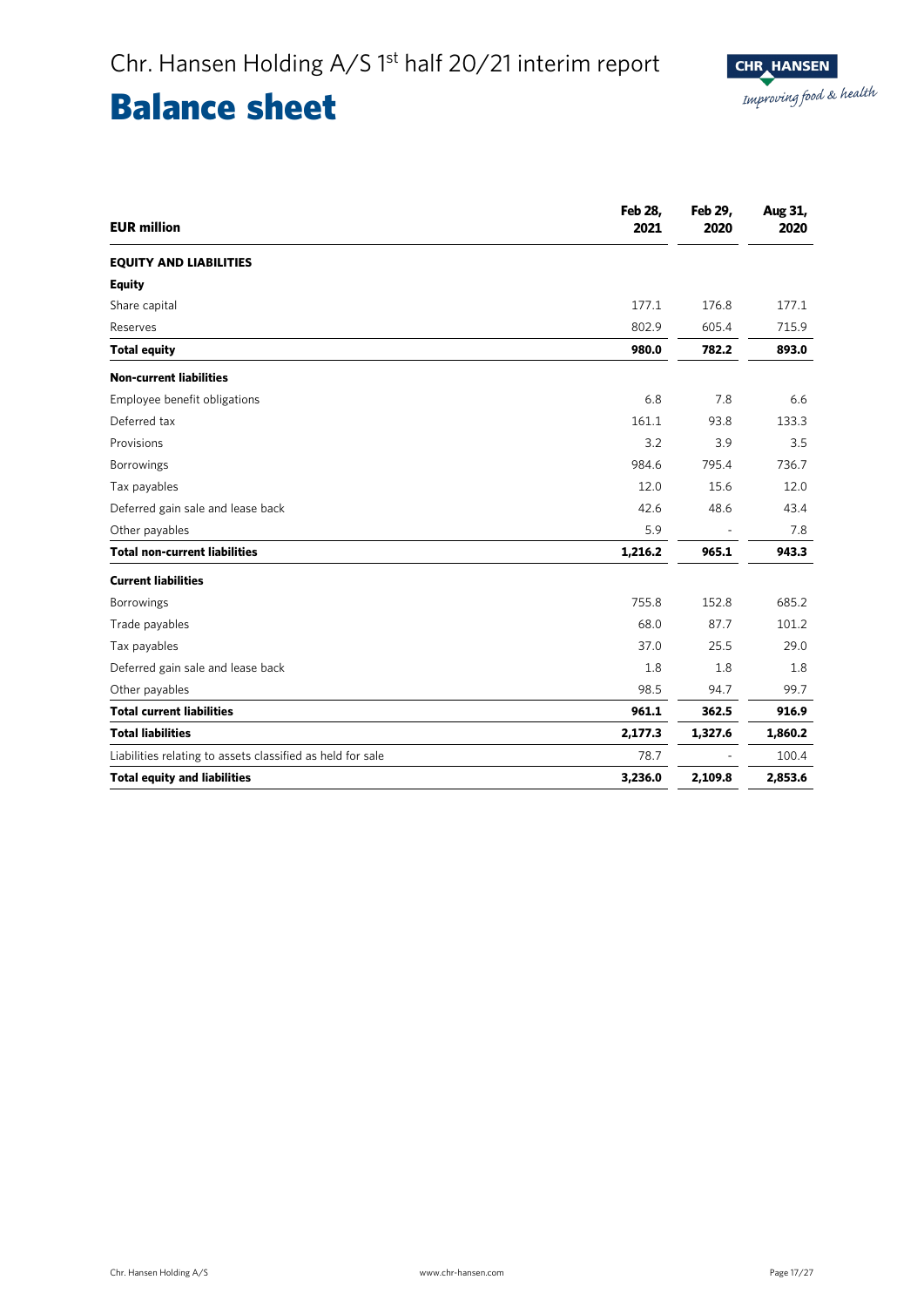# Balance sheet

| EUR million | Feb 28, 2021 | Feb 29, 2020 | Aug 31, 2020 |
|---|---|---|---|
| **EQUITY AND LIABILITIES** | | | |
| **Equity** | | | |
| Share capital | 177.1 | 176.8 | 177.1 |
| Reserves | 802.9 | 605.4 | 715.9 |
| **Total equity** | **980.0** | **782.2** | **893.0** |
| **Non-current liabilities** | | | |
| Employee benefit obligations | 6.8 | 7.8 | 6.6 |
| Deferred tax | 161.1 | 93.8 | 133.3 |
| Provisions | 3.2 | 3.9 | 3.5 |
| Borrowings | 984.6 | 795.4 | 736.7 |
| Tax payables | 12.0 | 15.6 | 12.0 |
| Deferred gain sale and lease back | 42.6 | 48.6 | 43.4 |
| Other payables | 5.9 | - | 7.8 |
| **Total non-current liabilities** | **1,216.2** | **965.1** | **943.3** |
| **Current liabilities** | | | |
| Borrowings | 755.8 | 152.8 | 685.2 |
| Trade payables | 68.0 | 87.7 | 101.2 |
| Tax payables | 37.0 | 25.5 | 29.0 |
| Deferred gain sale and lease back | 1.8 | 1.8 | 1.8 |
| Other payables | 98.5 | 94.7 | 99.7 |
| **Total current liabilities** | **961.1** | **362.5** | **916.9** |
| **Total liabilities** | **2,177.3** | **1,327.6** | **1,860.2** |
| Liabilities relating to assets classified as held for sale | 78.7 | - | 100.4 |
| **Total equity and liabilities** | **3,236.0** | **2,109.8** | **2,853.6** |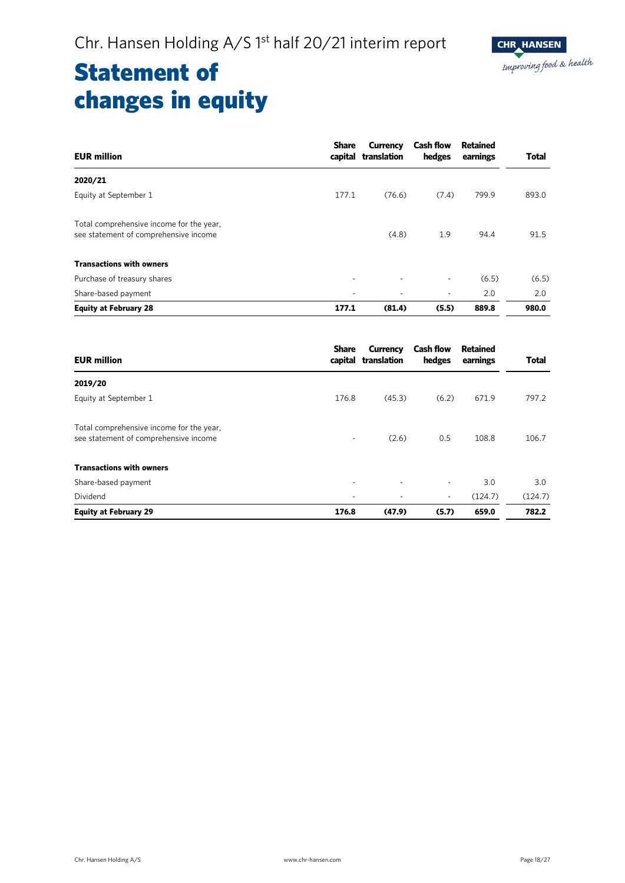# Statement of changes in equity

| EUR million | Share capital | Currency translation | Cash flow hedges | Retained earnings | Total |
|---|---|---|---|---|---|
| **2020/21** | | | | | |
| Equity at September 1 | 177.1 | (76.6) | (7.4) | 799.9 | 893.0 |
| Total comprehensive income for the year, see statement of comprehensive income | | (4.8) | 1.9 | 94.4 | 91.5 |
| **Transactions with owners** | | | | | |
| Purchase of treasury shares | - | - | - | (6.5) | (6.5) |
| Share-based payment | - | - | - | 2.0 | 2.0 |
| **Equity at February 28** | **177.1** | **(81.4)** | **(5.5)** | **889.8** | **980.0** |

| EUR million | Share capital | Currency translation | Cash flow hedges | Retained earnings | Total |
|---|---|---|---|---|---|
| **2019/20** | | | | | |
| Equity at September 1 | 176.8 | (45.3) | (6.2) | 671.9 | 797.2 |
| Total comprehensive income for the year, see statement of comprehensive income | - | (2.6) | 0.5 | 108.8 | 106.7 |
| **Transactions with owners** | | | | | |
| Share-based payment | - | - | - | 3.0 | 3.0 |
| Dividend | - | - | - | (124.7) | (124.7) |
| **Equity at February 29** | **176.8** | **(47.9)** | **(5.7)** | **659.0** | **782.2** |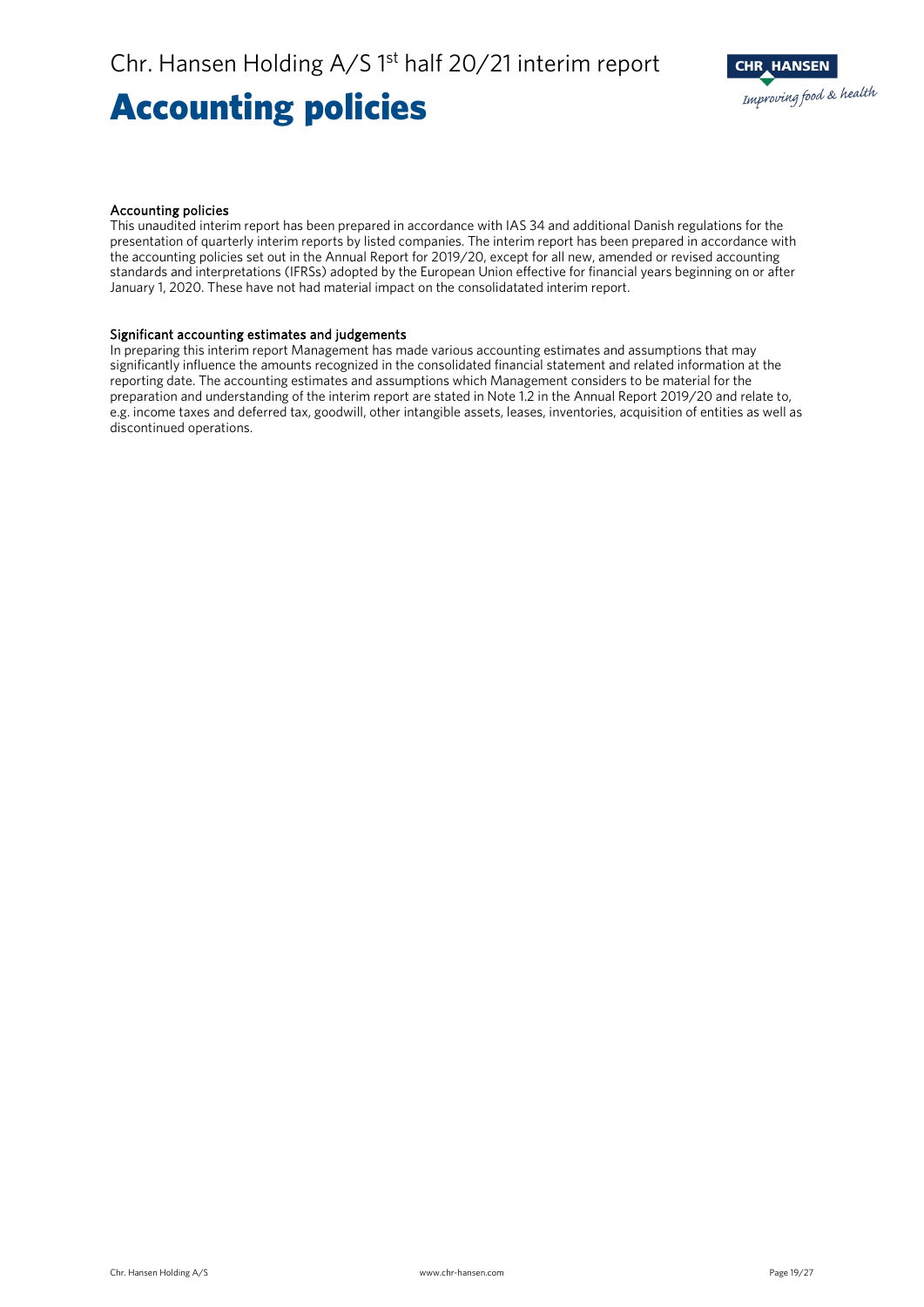# Accounting policies

### Accounting policies

This unaudited interim report has been prepared in accordance with IAS 34 and additional Danish regulations for the presentation of quarterly interim reports by listed companies. The interim report has been prepared in accordance with the accounting policies set out in the Annual Report for 2019/20, except for all new, amended or revised accounting standards and interpretations (IFRSs) adopted by the European Union effective for financial years beginning on or after January 1, 2020. These have not had material impact on the consolidatated interim report.

### Significant accounting estimates and judgements

In preparing this interim report Management has made various accounting estimates and assumptions that may significantly influence the amounts recognized in the consolidated financial statement and related information at the reporting date. The accounting estimates and assumptions which Management considers to be material for the preparation and understanding of the interim report are stated in Note 1.2 in the Annual Report 2019/20 and relate to, e.g. income taxes and deferred tax, goodwill, other intangible assets, leases, inventories, acquisition of entities as well as discontinued operations.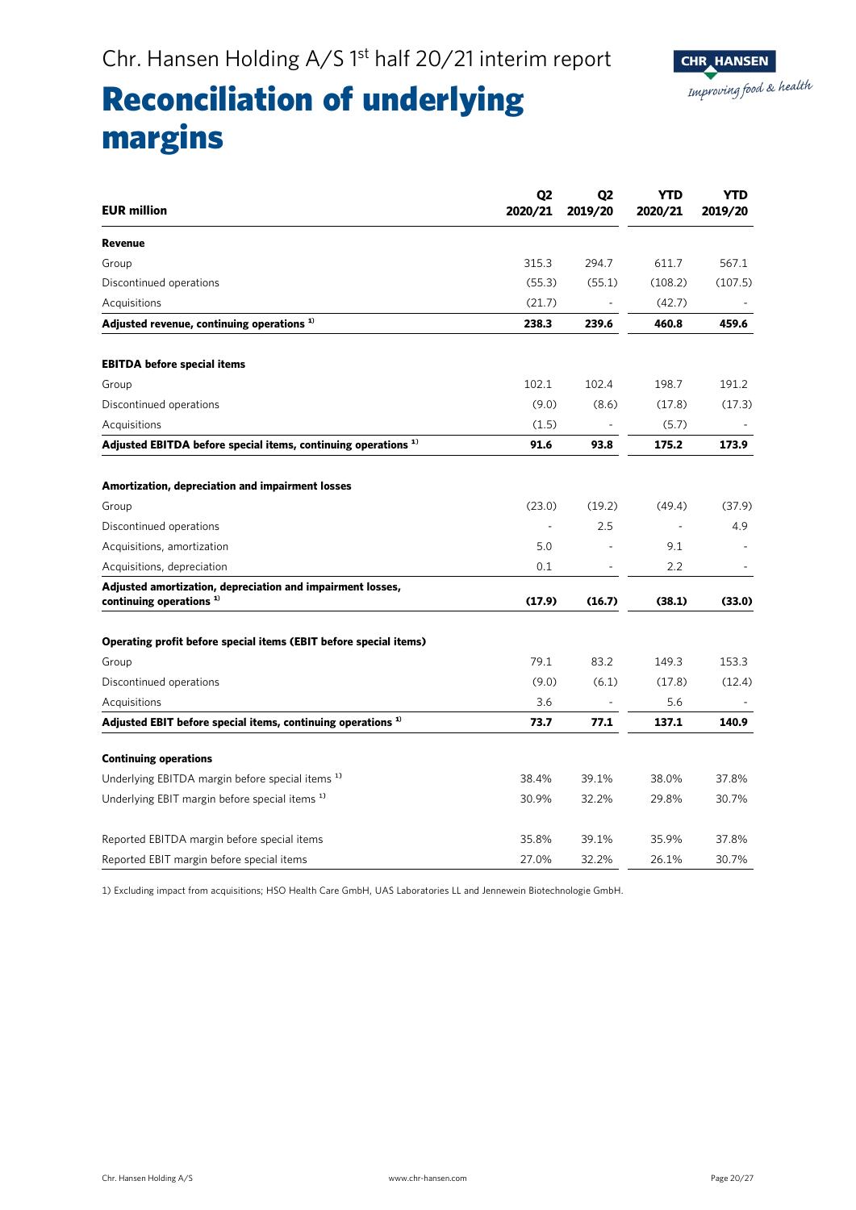# Reconciliation of underlying margins

| EUR million | Q2 2020/21 | Q2 2019/20 | YTD 2020/21 | YTD 2019/20 |
|---|---|---|---|---|
| **Revenue** | | | | |
| Group | 315.3 | 294.7 | 611.7 | 567.1 |
| Discontinued operations | (55.3) | (55.1) | (108.2) | (107.5) |
| Acquisitions | (21.7) | - | (42.7) | - |
| **Adjusted revenue, continuing operations [1]** | **238.3** | **239.6** | **460.8** | **459.6** |
| | | | | |
| **EBITDA before special items** | | | | |
| Group | 102.1 | 102.4 | 198.7 | 191.2 |
| Discontinued operations | (9.0) | (8.6) | (17.8) | (17.3) |
| Acquisitions | (1.5) | - | (5.7) | - |
| **Adjusted EBITDA before special items, continuing operations [1]** | **91.6** | **93.8** | **175.2** | **173.9** |
| | | | | |
| **Amortization, depreciation and impairment losses** | | | | |
| Group | (23.0) | (19.2) | (49.4) | (37.9) |
| Discontinued operations | - | 2.5 | - | 4.9 |
| Acquisitions, amortization | 5.0 | - | 9.1 | - |
| Acquisitions, depreciation | 0.1 | - | 2.2 | - |
| **Adjusted amortization, depreciation and impairment losses, continuing operations [1]** | **(17.9)** | **(16.7)** | **(38.1)** | **(33.0)** |
| | | | | |
| **Operating profit before special items (EBIT before special items)** | | | | |
| Group | 79.1 | 83.2 | 149.3 | 153.3 |
| Discontinued operations | (9.0) | (6.1) | (17.8) | (12.4) |
| Acquisitions | 3.6 | - | 5.6 | - |
| **Adjusted EBIT before special items, continuing operations [1]** | **73.7** | **77.1** | **137.1** | **140.9** |
| | | | | |
| **Continuing operations** | | | | |
| Underlying EBITDA margin before special items [1] | 38.4% | 39.1% | 38.0% | 37.8% |
| Underlying EBIT margin before special items [1] | 30.9% | 32.2% | 29.8% | 30.7% |
| | | | | |
| Reported EBITDA margin before special items | 35.8% | 39.1% | 35.9% | 37.8% |
| Reported EBIT margin before special items | 27.0% | 32.2% | 26.1% | 30.7% |

1) Excluding impact from acquisitions; HSO Health Care GmbH, UAS Laboratories LL and Jennewein Biotechnologie GmbH.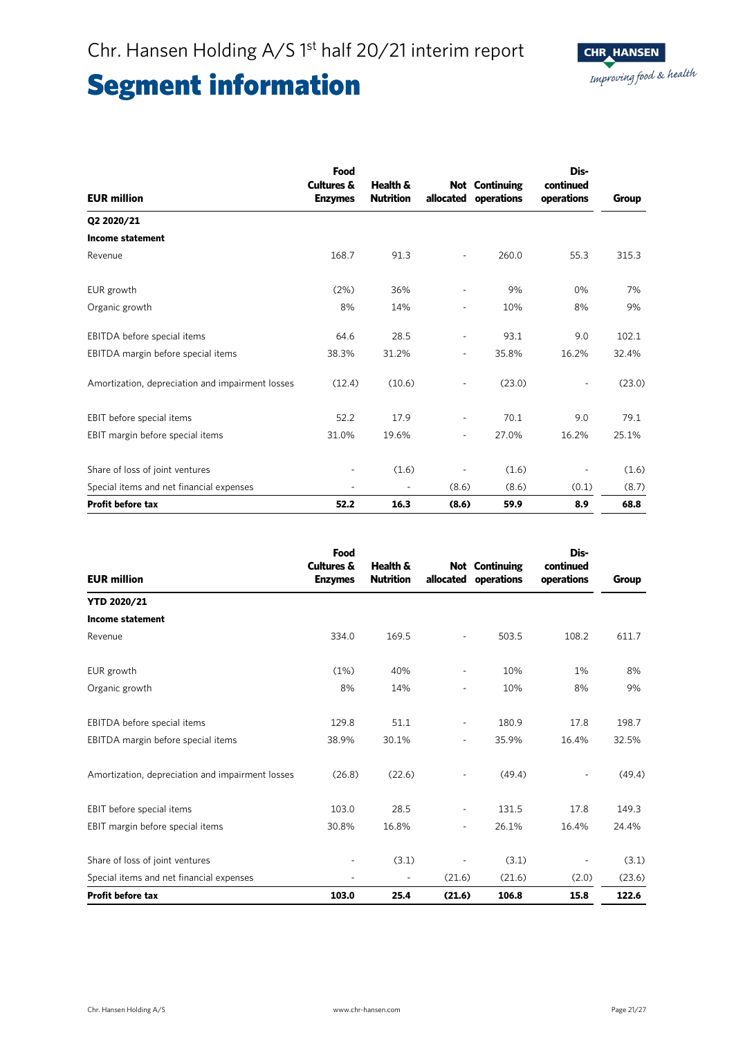# Segment information

| EUR million | Food Cultures & Enzymes | Health & Nutrition | Not allocated | Continuing operations | Dis-continued operations | Group |
|---|---|---|---|---|---|---|
| **Q2 2020/21** | | | | | | |
| **Income statement** | | | | | | |
| Revenue | 168.7 | 91.3 | - | 260.0 | 55.3 | 315.3 |
| EUR growth | (2%) | 36% | - | 9% | 0% | 7% |
| Organic growth | 8% | 14% | - | 10% | 8% | 9% |
| EBITDA before special items | 64.6 | 28.5 | - | 93.1 | 9.0 | 102.1 |
| EBITDA margin before special items | 38.3% | 31.2% | - | 35.8% | 16.2% | 32.4% |
| Amortization, depreciation and impairment losses | (12.4) | (10.6) | - | (23.0) | - | (23.0) |
| EBIT before special items | 52.2 | 17.9 | - | 70.1 | 9.0 | 79.1 |
| EBIT margin before special items | 31.0% | 19.6% | - | 27.0% | 16.2% | 25.1% |
| Share of loss of joint ventures | - | (1.6) | - | (1.6) | - | (1.6) |
| Special items and net financial expenses | - | - | (8.6) | (8.6) | (0.1) | (8.7) |
| **Profit before tax** | **52.2** | **16.3** | **(8.6)** | **59.9** | **8.9** | **68.8** |

| EUR million | Food Cultures & Enzymes | Health & Nutrition | Not allocated | Continuing operations | Dis-continued operations | Group |
|---|---|---|---|---|---|---|
| **YTD 2020/21** | | | | | | |
| **Income statement** | | | | | | |
| Revenue | 334.0 | 169.5 | - | 503.5 | 108.2 | 611.7 |
| EUR growth | (1%) | 40% | - | 10% | 1% | 8% |
| Organic growth | 8% | 14% | - | 10% | 8% | 9% |
| EBITDA before special items | 129.8 | 51.1 | - | 180.9 | 17.8 | 198.7 |
| EBITDA margin before special items | 38.9% | 30.1% | - | 35.9% | 16.4% | 32.5% |
| Amortization, depreciation and impairment losses | (26.8) | (22.6) | - | (49.4) | - | (49.4) |
| EBIT before special items | 103.0 | 28.5 | - | 131.5 | 17.8 | 149.3 |
| EBIT margin before special items | 30.8% | 16.8% | - | 26.1% | 16.4% | 24.4% |
| Share of loss of joint ventures | - | (3.1) | - | (3.1) | - | (3.1) |
| Special items and net financial expenses | - | - | (21.6) | (21.6) | (2.0) | (23.6) |
| **Profit before tax** | **103.0** | **25.4** | **(21.6)** | **106.8** | **15.8** | **122.6** |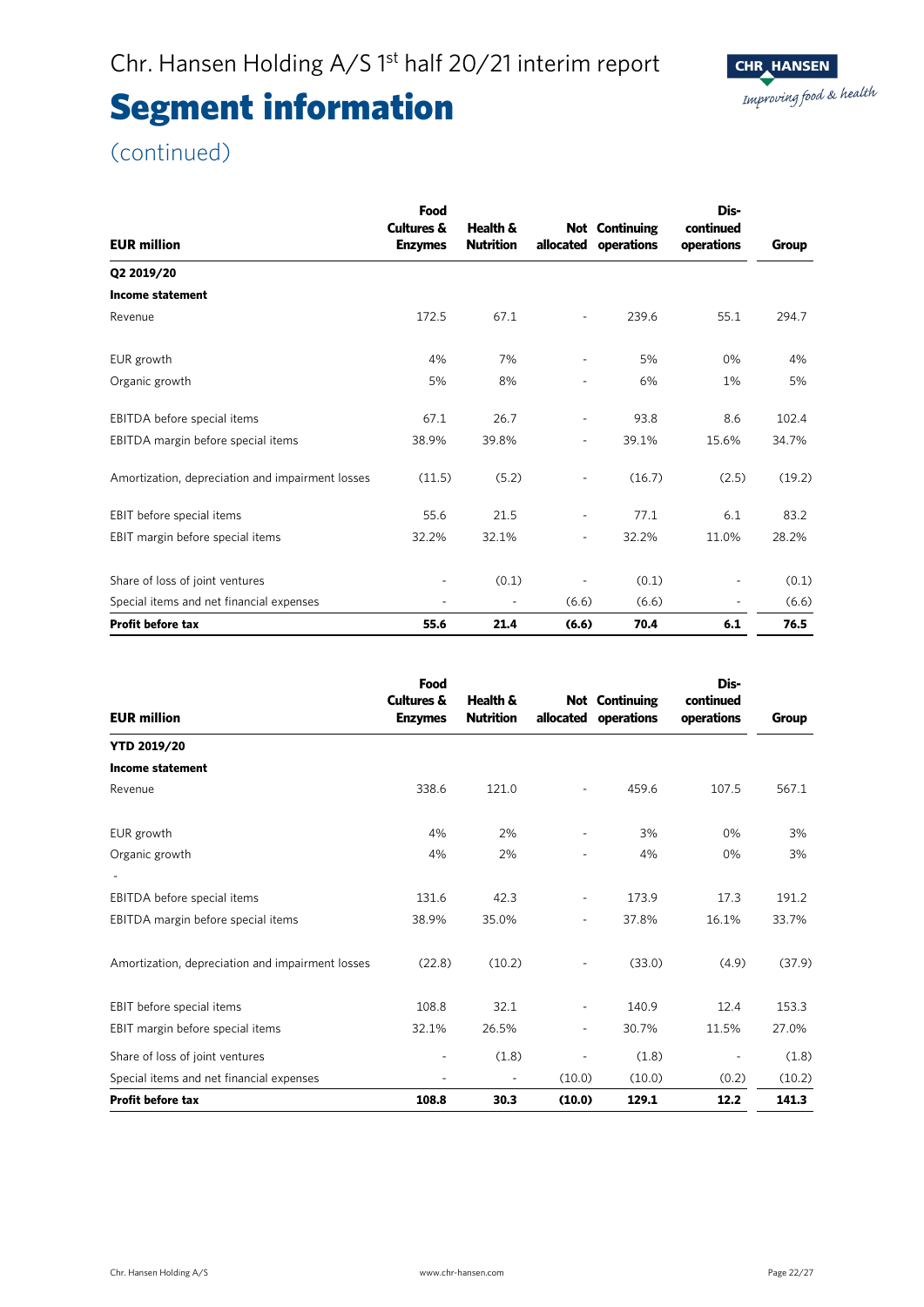# Segment information

(continued)

| EUR million | Food Cultures & Enzymes | Health & Nutrition | Not allocated | Continuing operations | Dis-continued operations | Group |
|---|---|---|---|---|---|---|
| **Q2 2019/20** | | | | | | |
| **Income statement** | | | | | | |
| Revenue | 172.5 | 67.1 | - | 239.6 | 55.1 | 294.7 |
| EUR growth | 4% | 7% | - | 5% | 0% | 4% |
| Organic growth | 5% | 8% | - | 6% | 1% | 5% |
| EBITDA before special items | 67.1 | 26.7 | - | 93.8 | 8.6 | 102.4 |
| EBITDA margin before special items | 38.9% | 39.8% | - | 39.1% | 15.6% | 34.7% |
| Amortization, depreciation and impairment losses | (11.5) | (5.2) | - | (16.7) | (2.5) | (19.2) |
| EBIT before special items | 55.6 | 21.5 | - | 77.1 | 6.1 | 83.2 |
| EBIT margin before special items | 32.2% | 32.1% | - | 32.2% | 11.0% | 28.2% |
| Share of loss of joint ventures | - | (0.1) | - | (0.1) | - | (0.1) |
| Special items and net financial expenses | - | - | (6.6) | (6.6) | - | (6.6) |
| **Profit before tax** | **55.6** | **21.4** | **(6.6)** | **70.4** | **6.1** | **76.5** |

| EUR million | Food Cultures & Enzymes | Health & Nutrition | Not allocated | Continuing operations | Dis-continued operations | Group |
|---|---|---|---|---|---|---|
| **YTD 2019/20** | | | | | | |
| **Income statement** | | | | | | |
| Revenue | 338.6 | 121.0 | - | 459.6 | 107.5 | 567.1 |
| EUR growth | 4% | 2% | - | 3% | 0% | 3% |
| Organic growth | 4% | 2% | - | 4% | 0% | 3% |
| - | | | | | | |
| EBITDA before special items | 131.6 | 42.3 | - | 173.9 | 17.3 | 191.2 |
| EBITDA margin before special items | 38.9% | 35.0% | - | 37.8% | 16.1% | 33.7% |
| Amortization, depreciation and impairment losses | (22.8) | (10.2) | - | (33.0) | (4.9) | (37.9) |
| EBIT before special items | 108.8 | 32.1 | - | 140.9 | 12.4 | 153.3 |
| EBIT margin before special items | 32.1% | 26.5% | - | 30.7% | 11.5% | 27.0% |
| Share of loss of joint ventures | - | (1.8) | - | (1.8) | - | (1.8) |
| Special items and net financial expenses | - | - | (10.0) | (10.0) | (0.2) | (10.2) |
| **Profit before tax** | **108.8** | **30.3** | **(10.0)** | **129.1** | **12.2** | **141.3** |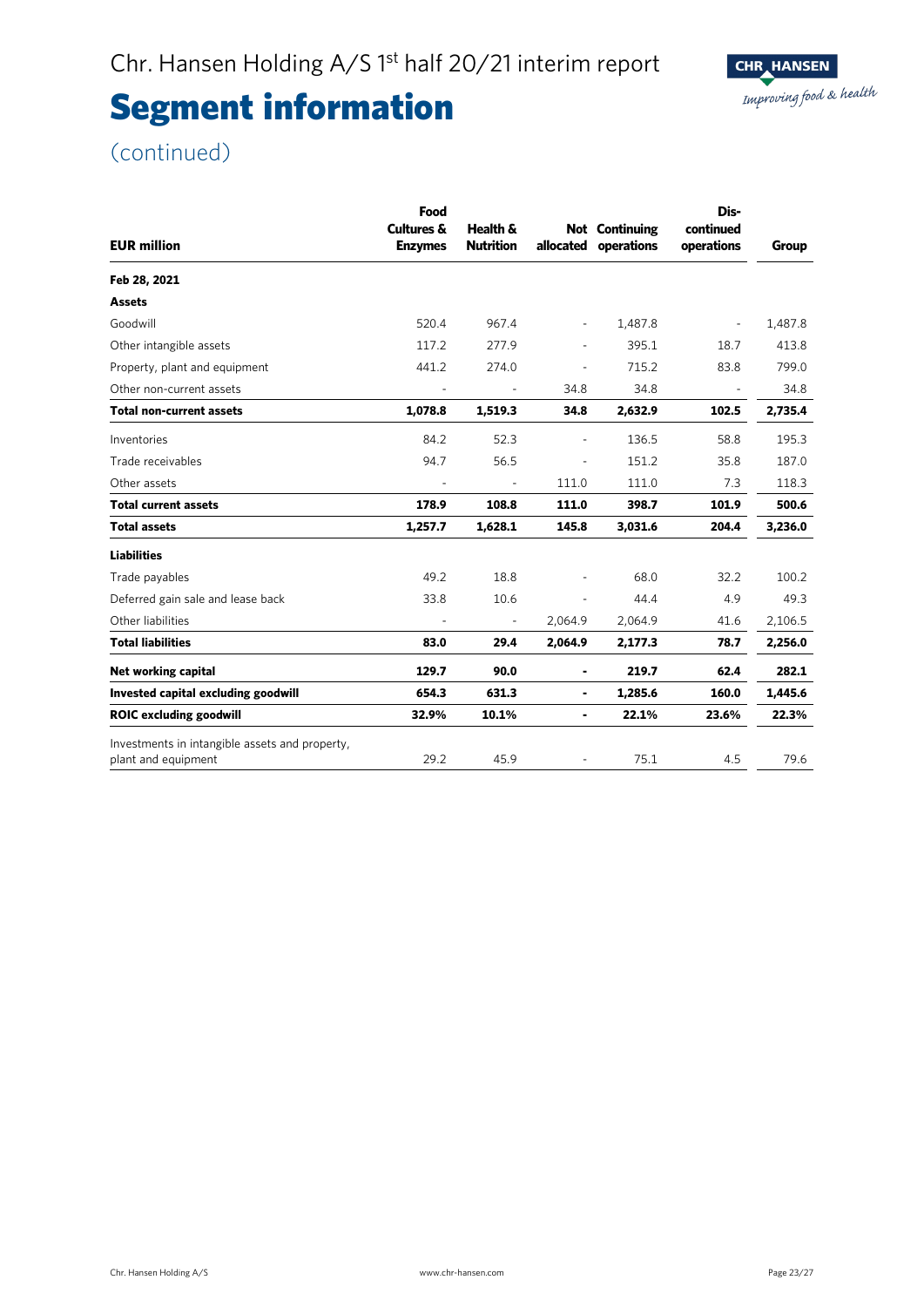# Segment information

(continued)

| EUR million | Food Cultures & Enzymes | Health & Nutrition | Not allocated | Continuing operations | Dis-continued operations | Group |
|---|---|---|---|---|---|---|
| **Feb 28, 2021** | | | | | | |
| **Assets** | | | | | | |
| Goodwill | 520.4 | 967.4 | - | 1,487.8 | - | 1,487.8 |
| Other intangible assets | 117.2 | 277.9 | - | 395.1 | 18.7 | 413.8 |
| Property, plant and equipment | 441.2 | 274.0 | - | 715.2 | 83.8 | 799.0 |
| Other non-current assets | - | - | 34.8 | 34.8 | - | 34.8 |
| **Total non-current assets** | **1,078.8** | **1,519.3** | **34.8** | **2,632.9** | **102.5** | **2,735.4** |
| Inventories | 84.2 | 52.3 | - | 136.5 | 58.8 | 195.3 |
| Trade receivables | 94.7 | 56.5 | - | 151.2 | 35.8 | 187.0 |
| Other assets | - | - | 111.0 | 111.0 | 7.3 | 118.3 |
| **Total current assets** | **178.9** | **108.8** | **111.0** | **398.7** | **101.9** | **500.6** |
| **Total assets** | **1,257.7** | **1,628.1** | **145.8** | **3,031.6** | **204.4** | **3,236.0** |
| **Liabilities** | | | | | | |
| Trade payables | 49.2 | 18.8 | - | 68.0 | 32.2 | 100.2 |
| Deferred gain sale and lease back | 33.8 | 10.6 | - | 44.4 | 4.9 | 49.3 |
| Other liabilities | - | - | 2,064.9 | 2,064.9 | 41.6 | 2,106.5 |
| **Total liabilities** | **83.0** | **29.4** | **2,064.9** | **2,177.3** | **78.7** | **2,256.0** |
| **Net working capital** | **129.7** | **90.0** | **-** | **219.7** | **62.4** | **282.1** |
| **Invested capital excluding goodwill** | **654.3** | **631.3** | **-** | **1,285.6** | **160.0** | **1,445.6** |
| **ROIC excluding goodwill** | **32.9%** | **10.1%** | **-** | **22.1%** | **23.6%** | **22.3%** |
| Investments in intangible assets and property, plant and equipment | 29.2 | 45.9 | - | 75.1 | 4.5 | 79.6 |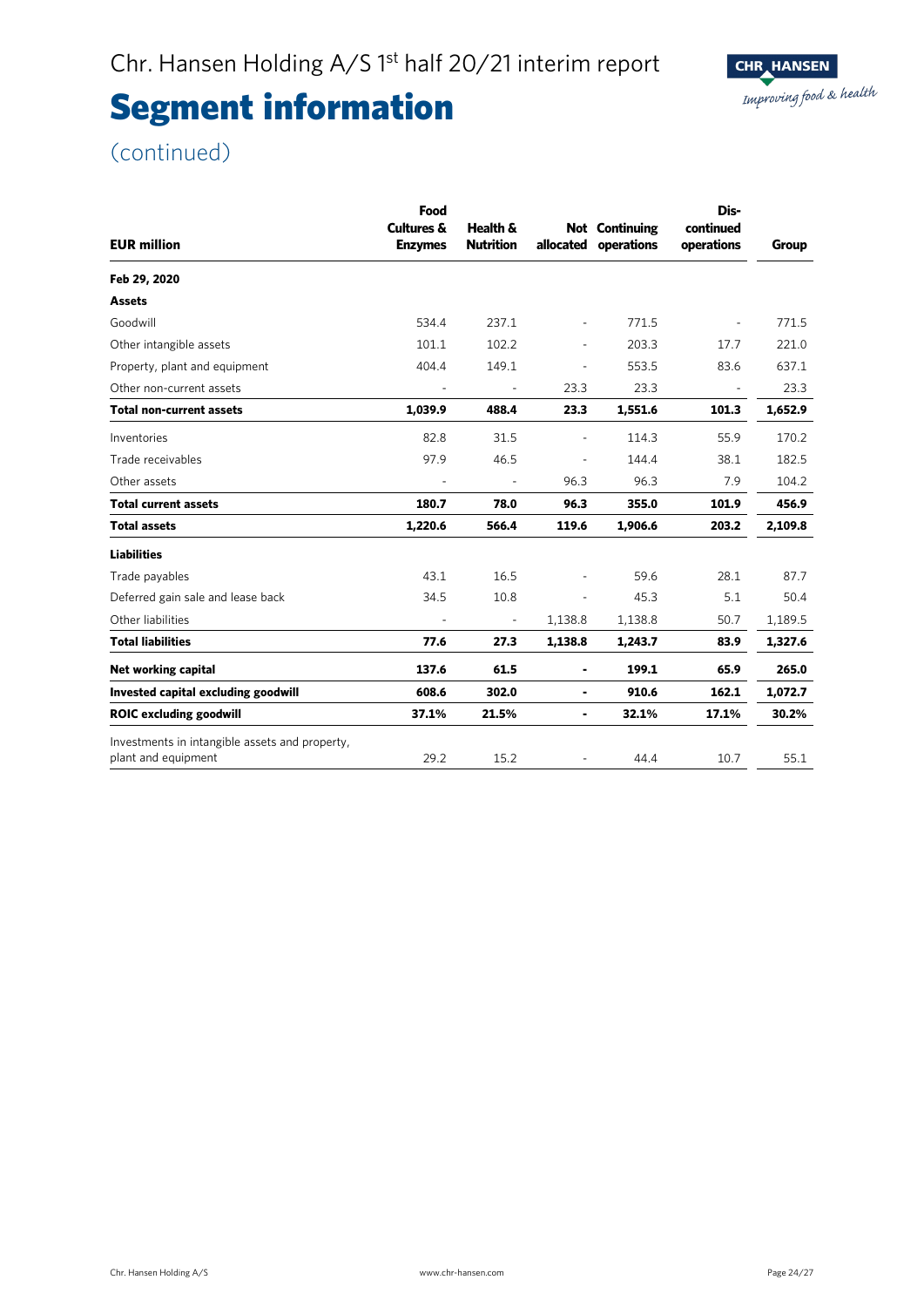# Segment information

(continued)

| EUR million | Food Cultures & Enzymes | Health & Nutrition | Not allocated | Continuing operations | Dis-continued operations | Group |
|---|---|---|---|---|---|---|
| **Feb 29, 2020** | | | | | | |
| **Assets** | | | | | | |
| Goodwill | 534.4 | 237.1 | - | 771.5 | - | 771.5 |
| Other intangible assets | 101.1 | 102.2 | - | 203.3 | 17.7 | 221.0 |
| Property, plant and equipment | 404.4 | 149.1 | - | 553.5 | 83.6 | 637.1 |
| Other non-current assets | - | - | 23.3 | 23.3 | - | 23.3 |
| **Total non-current assets** | **1,039.9** | **488.4** | **23.3** | **1,551.6** | **101.3** | **1,652.9** |
| Inventories | 82.8 | 31.5 | - | 114.3 | 55.9 | 170.2 |
| Trade receivables | 97.9 | 46.5 | - | 144.4 | 38.1 | 182.5 |
| Other assets | - | - | 96.3 | 96.3 | 7.9 | 104.2 |
| **Total current assets** | **180.7** | **78.0** | **96.3** | **355.0** | **101.9** | **456.9** |
| **Total assets** | **1,220.6** | **566.4** | **119.6** | **1,906.6** | **203.2** | **2,109.8** |
| **Liabilities** | | | | | | |
| Trade payables | 43.1 | 16.5 | - | 59.6 | 28.1 | 87.7 |
| Deferred gain sale and lease back | 34.5 | 10.8 | - | 45.3 | 5.1 | 50.4 |
| Other liabilities | - | - | 1,138.8 | 1,138.8 | 50.7 | 1,189.5 |
| **Total liabilities** | **77.6** | **27.3** | **1,138.8** | **1,243.7** | **83.9** | **1,327.6** |
| **Net working capital** | **137.6** | **61.5** | **-** | **199.1** | **65.9** | **265.0** |
| **Invested capital excluding goodwill** | **608.6** | **302.0** | **-** | **910.6** | **162.1** | **1,072.7** |
| **ROIC excluding goodwill** | **37.1%** | **21.5%** | **-** | **32.1%** | **17.1%** | **30.2%** |
| Investments in intangible assets and property, plant and equipment | 29.2 | 15.2 | - | 44.4 | 10.7 | 55.1 |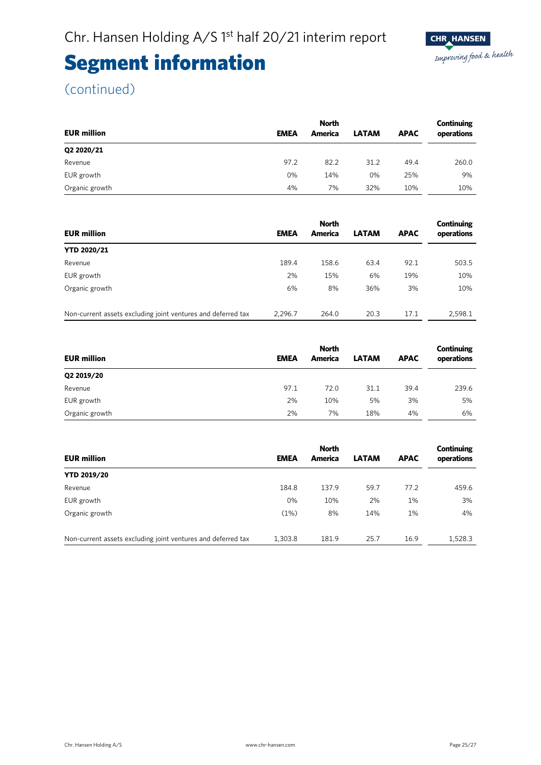# Segment information

(continued)

| EUR million | EMEA | North America | LATAM | APAC | Continuing operations |
|---|---|---|---|---|---|
| **Q2 2020/21** | | | | | |
| Revenue | 97.2 | 82.2 | 31.2 | 49.4 | 260.0 |
| EUR growth | 0% | 14% | 0% | 25% | 9% |
| Organic growth | 4% | 7% | 32% | 10% | 10% |

| EUR million | EMEA | North America | LATAM | APAC | Continuing operations |
|---|---|---|---|---|---|
| **YTD 2020/21** | | | | | |
| Revenue | 189.4 | 158.6 | 63.4 | 92.1 | 503.5 |
| EUR growth | 2% | 15% | 6% | 19% | 10% |
| Organic growth | 6% | 8% | 36% | 3% | 10% |
| Non-current assets excluding joint ventures and deferred tax | 2,296.7 | 264.0 | 20.3 | 17.1 | 2,598.1 |

| EUR million | EMEA | North America | LATAM | APAC | Continuing operations |
|---|---|---|---|---|---|
| **Q2 2019/20** | | | | | |
| Revenue | 97.1 | 72.0 | 31.1 | 39.4 | 239.6 |
| EUR growth | 2% | 10% | 5% | 3% | 5% |
| Organic growth | 2% | 7% | 18% | 4% | 6% |

| EUR million | EMEA | North America | LATAM | APAC | Continuing operations |
|---|---|---|---|---|---|
| **YTD 2019/20** | | | | | |
| Revenue | 184.8 | 137.9 | 59.7 | 77.2 | 459.6 |
| EUR growth | 0% | 10% | 2% | 1% | 3% |
| Organic growth | (1%) | 8% | 14% | 1% | 4% |
| Non-current assets excluding joint ventures and deferred tax | 1,303.8 | 181.9 | 25.7 | 16.9 | 1,528.3 |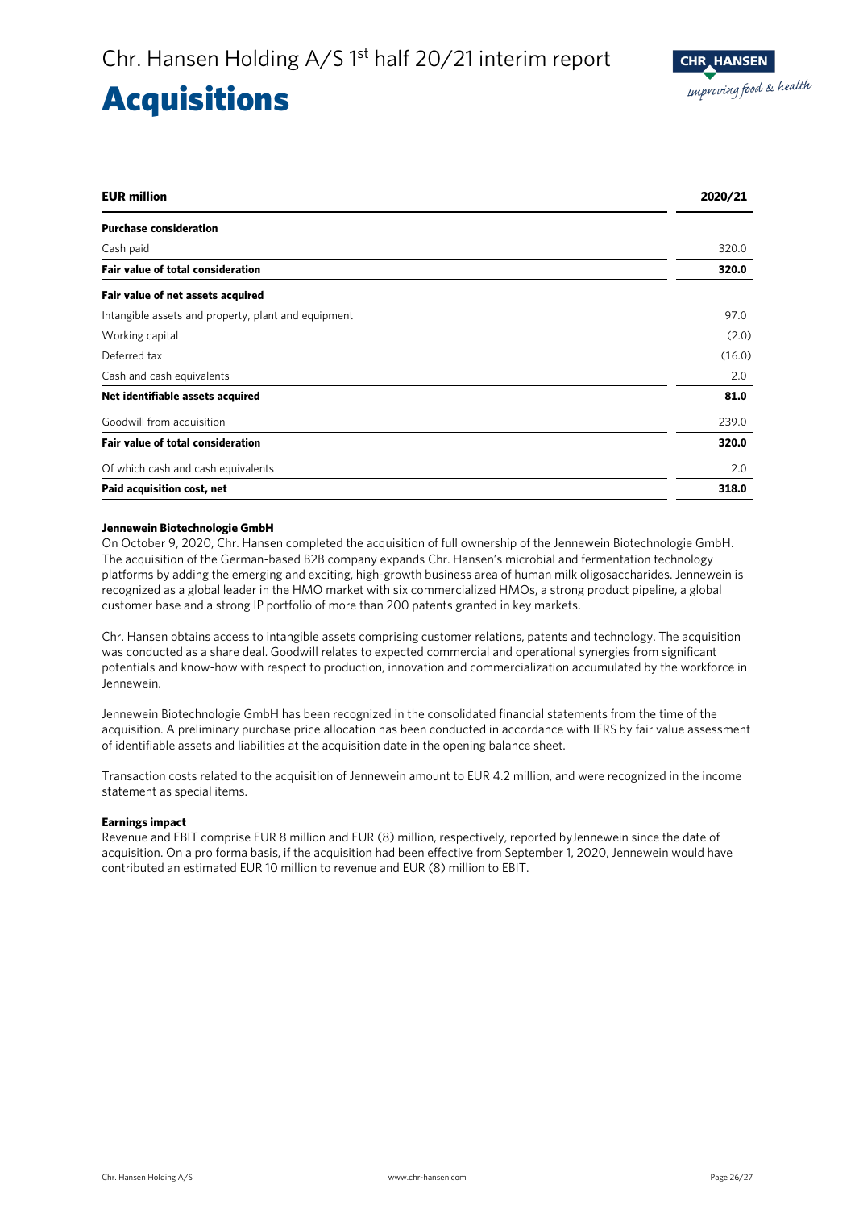# Acquisitions

| EUR million | 2020/21 |
|---|---|
| **Purchase consideration** | |
| Cash paid | 320.0 |
| **Fair value of total consideration** | **320.0** |
| **Fair value of net assets acquired** | |
| Intangible assets and property, plant and equipment | 97.0 |
| Working capital | (2.0) |
| Deferred tax | (16.0) |
| Cash and cash equivalents | 2.0 |
| **Net identifiable assets acquired** | **81.0** |
| Goodwill from acquisition | 239.0 |
| **Fair value of total consideration** | **320.0** |
| Of which cash and cash equivalents | 2.0 |
| **Paid acquisition cost, net** | **318.0** |

**Jennewein Biotechnologie GmbH**

On October 9, 2020, Chr. Hansen completed the acquisition of full ownership of the Jennewein Biotechnologie GmbH. The acquisition of the German-based B2B company expands Chr. Hansen's microbial and fermentation technology platforms by adding the emerging and exciting, high-growth business area of human milk oligosaccharides. Jennewein is recognized as a global leader in the HMO market with six commercialized HMOs, a strong product pipeline, a global customer base and a strong IP portfolio of more than 200 patents granted in key markets.

Chr. Hansen obtains access to intangible assets comprising customer relations, patents and technology. The acquisition was conducted as a share deal. Goodwill relates to expected commercial and operational synergies from significant potentials and know-how with respect to production, innovation and commercialization accumulated by the workforce in Jennewein.

Jennewein Biotechnologie GmbH has been recognized in the consolidated financial statements from the time of the acquisition. A preliminary purchase price allocation has been conducted in accordance with IFRS by fair value assessment of identifiable assets and liabilities at the acquisition date in the opening balance sheet.

Transaction costs related to the acquisition of Jennewein amount to EUR 4.2 million, and were recognized in the income statement as special items.

**Earnings impact**

Revenue and EBIT comprise EUR 8 million and EUR (8) million, respectively, reported byJennewein since the date of acquisition. On a pro forma basis, if the acquisition had been effective from September 1, 2020, Jennewein would have contributed an estimated EUR 10 million to revenue and EUR (8) million to EBIT.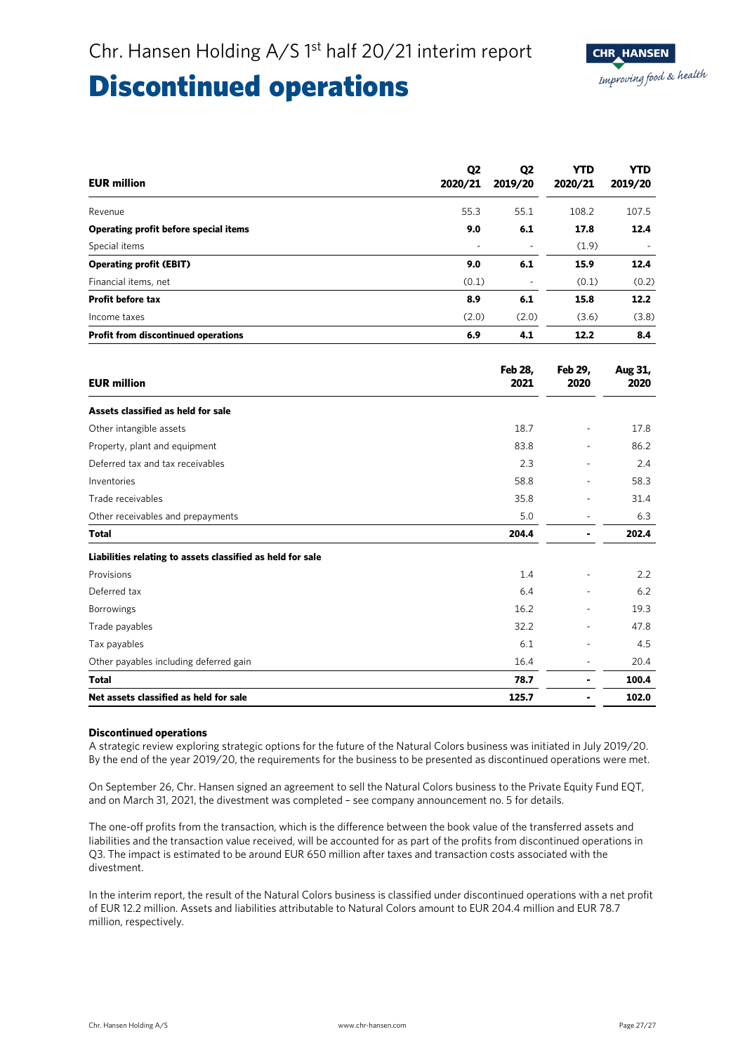# Discontinued operations

| EUR million | Q2 2020/21 | Q2 2019/20 | YTD 2020/21 | YTD 2019/20 |
|---|---|---|---|---|
| Revenue | 55.3 | 55.1 | 108.2 | 107.5 |
| **Operating profit before special items** | **9.0** | **6.1** | **17.8** | **12.4** |
| Special items | - | - | (1.9) | - |
| **Operating profit (EBIT)** | **9.0** | **6.1** | **15.9** | **12.4** |
| Financial items, net | (0.1) | - | (0.1) | (0.2) |
| **Profit before tax** | **8.9** | **6.1** | **15.8** | **12.2** |
| Income taxes | (2.0) | (2.0) | (3.6) | (3.8) |
| **Profit from discontinued operations** | **6.9** | **4.1** | **12.2** | **8.4** |

| EUR million | Feb 28, 2021 | Feb 29, 2020 | Aug 31, 2020 |
|---|---|---|---|
| **Assets classified as held for sale** | | | |
| Other intangible assets | 18.7 | - | 17.8 |
| Property, plant and equipment | 83.8 | - | 86.2 |
| Deferred tax and tax receivables | 2.3 | - | 2.4 |
| Inventories | 58.8 | - | 58.3 |
| Trade receivables | 35.8 | - | 31.4 |
| Other receivables and prepayments | 5.0 | - | 6.3 |
| **Total** | **204.4** | **-** | **202.4** |
| **Liabilities relating to assets classified as held for sale** | | | |
| Provisions | 1.4 | - | 2.2 |
| Deferred tax | 6.4 | - | 6.2 |
| Borrowings | 16.2 | - | 19.3 |
| Trade payables | 32.2 | - | 47.8 |
| Tax payables | 6.1 | - | 4.5 |
| Other payables including deferred gain | 16.4 | - | 20.4 |
| **Total** | **78.7** | **-** | **100.4** |
| **Net assets classified as held for sale** | **125.7** | **-** | **102.0** |

**Discontinued operations**

A strategic review exploring strategic options for the future of the Natural Colors business was initiated in July 2019/20. By the end of the year 2019/20, the requirements for the business to be presented as discontinued operations were met.

On September 26, Chr. Hansen signed an agreement to sell the Natural Colors business to the Private Equity Fund EQT, and on March 31, 2021, the divestment was completed – see company announcement no. 5 for details.

The one-off profits from the transaction, which is the difference between the book value of the transferred assets and liabilities and the transaction value received, will be accounted for as part of the profits from discontinued operations in Q3. The impact is estimated to be around EUR 650 million after taxes and transaction costs associated with the divestment.

In the interim report, the result of the Natural Colors business is classified under discontinued operations with a net profit of EUR 12.2 million. Assets and liabilities attributable to Natural Colors amount to EUR 204.4 million and EUR 78.7 million, respectively.